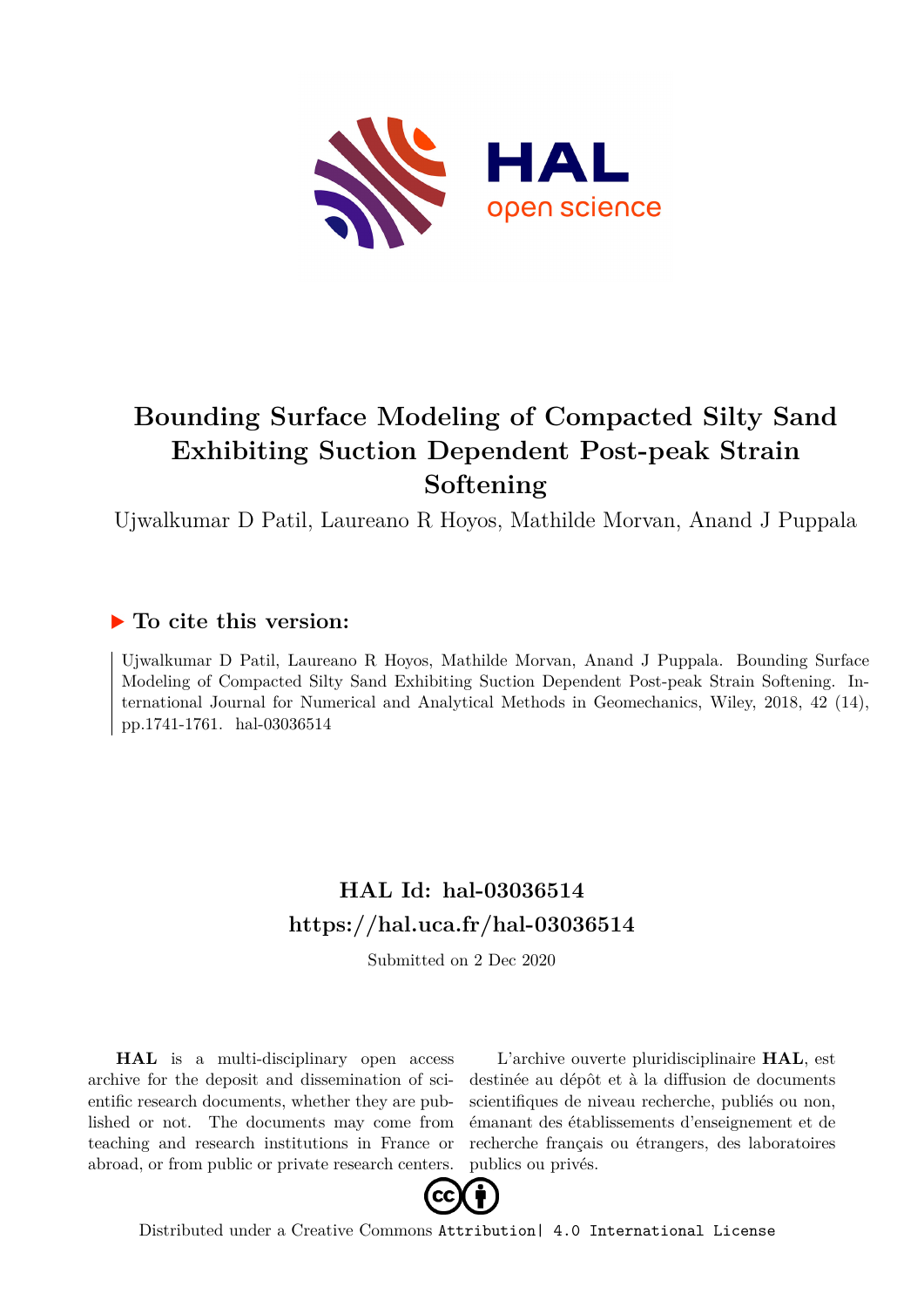# Bounding Surface Modeling of Compacted Silty Sand Exhibiting Suction Dependent Post-peak Strain Softening

Ujwalkumar D Patil, Laureano R Hoyos, Mathilde Morvan, Anand J Puppala

## ▶ To cite this version:

Ujwalkumar D Patil, Laureano R Hoyos, Mathilde Morvan, Anand J Puppala. Bounding Surface Modeling of Compacted Silty Sand Exhibiting Suction Dependent Post-peak Strain Softening. International Journal for Numerical and Analytical Methods in Geomechanics, Wiley, 2018, 42 (14), pp.1741-1761. hal-03036514

## HAL Id: hal-03036514
## https://hal.uca.fr/hal-03036514

Submitted on 2 Dec 2020

**HAL** is a multi-disciplinary open access archive for the deposit and dissemination of scientific research documents, whether they are published or not. The documents may come from teaching and research institutions in France or abroad, or from public or private research centers.

L'archive ouverte pluridisciplinaire **HAL**, est destinée au dépôt et à la diffusion de documents scientifiques de niveau recherche, publiés ou non, émanant des établissements d'enseignement et de recherche français ou étrangers, des laboratoires publics ou privés.

Distributed under a Creative Commons Attribution| 4.0 International License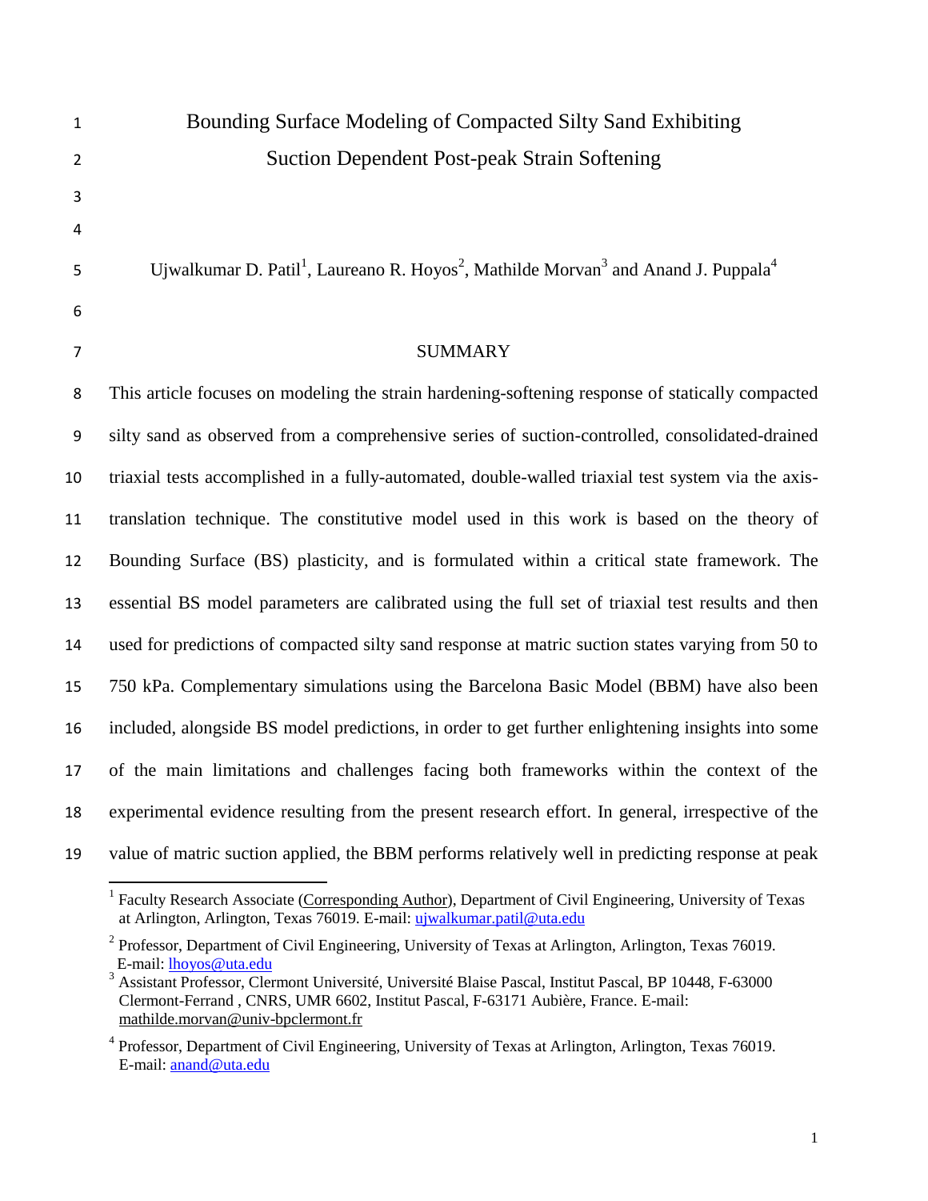# Bounding Surface Modeling of Compacted Silty Sand Exhibiting Suction Dependent Post-peak Strain Softening

Ujwalkumar D. Patil[1], Laureano R. Hoyos[2], Mathilde Morvan[3] and Anand J. Puppala[4]

## SUMMARY

This article focuses on modeling the strain hardening-softening response of statically compacted silty sand as observed from a comprehensive series of suction-controlled, consolidated-drained triaxial tests accomplished in a fully-automated, double-walled triaxial test system via the axis-translation technique. The constitutive model used in this work is based on the theory of Bounding Surface (BS) plasticity, and is formulated within a critical state framework. The essential BS model parameters are calibrated using the full set of triaxial test results and then used for predictions of compacted silty sand response at matric suction states varying from 50 to 750 kPa. Complementary simulations using the Barcelona Basic Model (BBM) have also been included, alongside BS model predictions, in order to get further enlightening insights into some of the main limitations and challenges facing both frameworks within the context of the experimental evidence resulting from the present research effort. In general, irrespective of the value of matric suction applied, the BBM performs relatively well in predicting response at peak

---

[1] Faculty Research Associate (Corresponding Author), Department of Civil Engineering, University of Texas at Arlington, Arlington, Texas 76019. E-mail: ujwalkumar.patil@uta.edu

[2] Professor, Department of Civil Engineering, University of Texas at Arlington, Arlington, Texas 76019. E-mail: lhoyos@uta.edu

[3] Assistant Professor, Clermont Université, Université Blaise Pascal, Institut Pascal, BP 10448, F-63000 Clermont-Ferrand , CNRS, UMR 6602, Institut Pascal, F-63171 Aubière, France. E-mail: mathilde.morvan@univ-bpclermont.fr

[4] Professor, Department of Civil Engineering, University of Texas at Arlington, Arlington, Texas 76019. E-mail: anand@uta.edu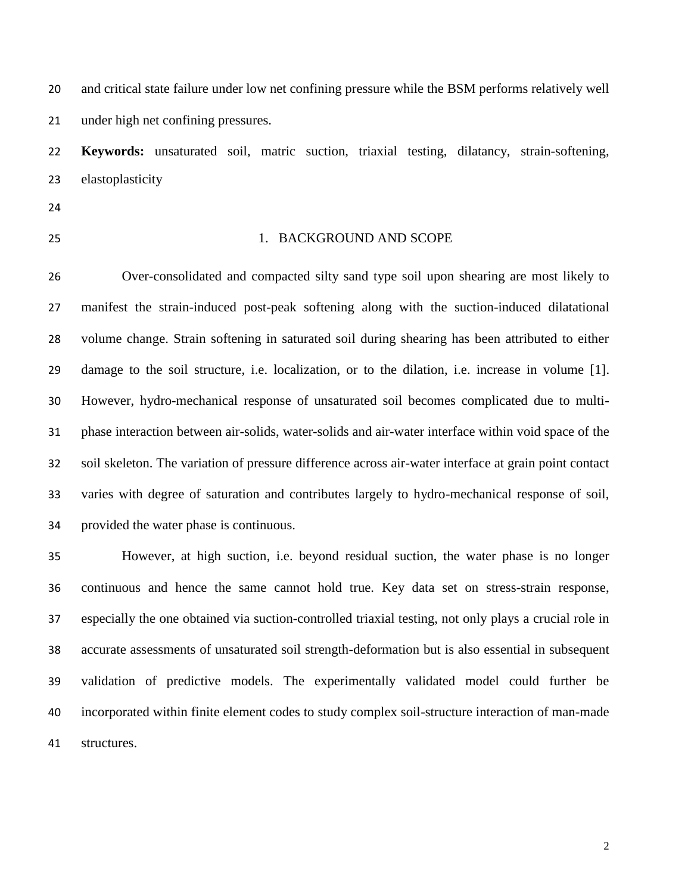and critical state failure under low net confining pressure while the BSM performs relatively well under high net confining pressures.

**Keywords:** unsaturated soil, matric suction, triaxial testing, dilatancy, strain-softening, elastoplasticity

## 1. BACKGROUND AND SCOPE

Over-consolidated and compacted silty sand type soil upon shearing are most likely to manifest the strain-induced post-peak softening along with the suction-induced dilatational volume change. Strain softening in saturated soil during shearing has been attributed to either damage to the soil structure, i.e. localization, or to the dilation, i.e. increase in volume [1]. However, hydro-mechanical response of unsaturated soil becomes complicated due to multi-phase interaction between air-solids, water-solids and air-water interface within void space of the soil skeleton. The variation of pressure difference across air-water interface at grain point contact varies with degree of saturation and contributes largely to hydro-mechanical response of soil, provided the water phase is continuous.

However, at high suction, i.e. beyond residual suction, the water phase is no longer continuous and hence the same cannot hold true. Key data set on stress-strain response, especially the one obtained via suction-controlled triaxial testing, not only plays a crucial role in accurate assessments of unsaturated soil strength-deformation but is also essential in subsequent validation of predictive models. The experimentally validated model could further be incorporated within finite element codes to study complex soil-structure interaction of man-made structures.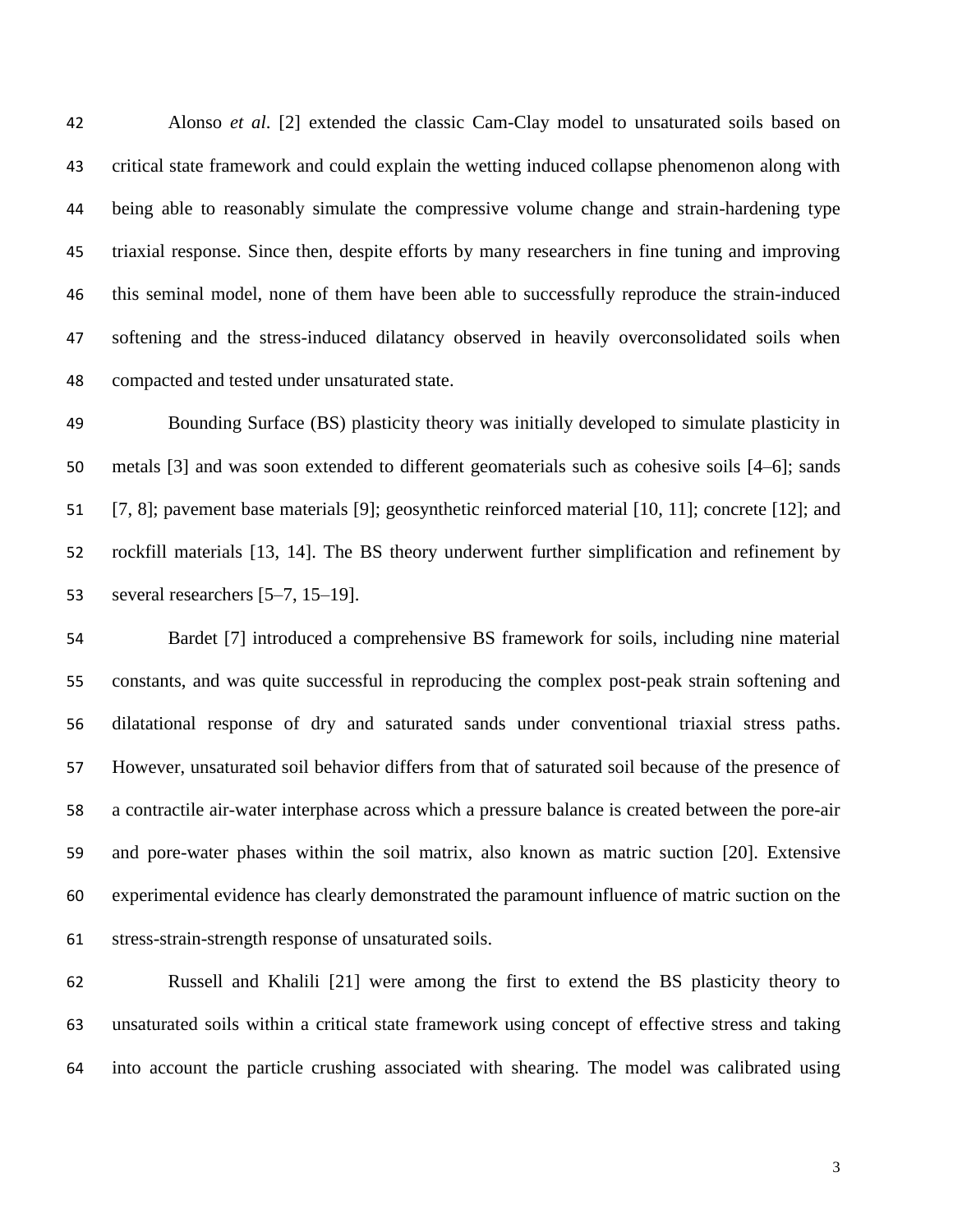Alonso *et al*. [2] extended the classic Cam-Clay model to unsaturated soils based on critical state framework and could explain the wetting induced collapse phenomenon along with being able to reasonably simulate the compressive volume change and strain-hardening type triaxial response. Since then, despite efforts by many researchers in fine tuning and improving this seminal model, none of them have been able to successfully reproduce the strain-induced softening and the stress-induced dilatancy observed in heavily overconsolidated soils when compacted and tested under unsaturated state.

Bounding Surface (BS) plasticity theory was initially developed to simulate plasticity in metals [3] and was soon extended to different geomaterials such as cohesive soils [4–6]; sands [7, 8]; pavement base materials [9]; geosynthetic reinforced material [10, 11]; concrete [12]; and rockfill materials [13, 14]. The BS theory underwent further simplification and refinement by several researchers [5–7, 15–19].

Bardet [7] introduced a comprehensive BS framework for soils, including nine material constants, and was quite successful in reproducing the complex post-peak strain softening and dilatational response of dry and saturated sands under conventional triaxial stress paths. However, unsaturated soil behavior differs from that of saturated soil because of the presence of a contractile air-water interphase across which a pressure balance is created between the pore-air and pore-water phases within the soil matrix, also known as matric suction [20]. Extensive experimental evidence has clearly demonstrated the paramount influence of matric suction on the stress-strain-strength response of unsaturated soils.

Russell and Khalili [21] were among the first to extend the BS plasticity theory to unsaturated soils within a critical state framework using concept of effective stress and taking into account the particle crushing associated with shearing. The model was calibrated using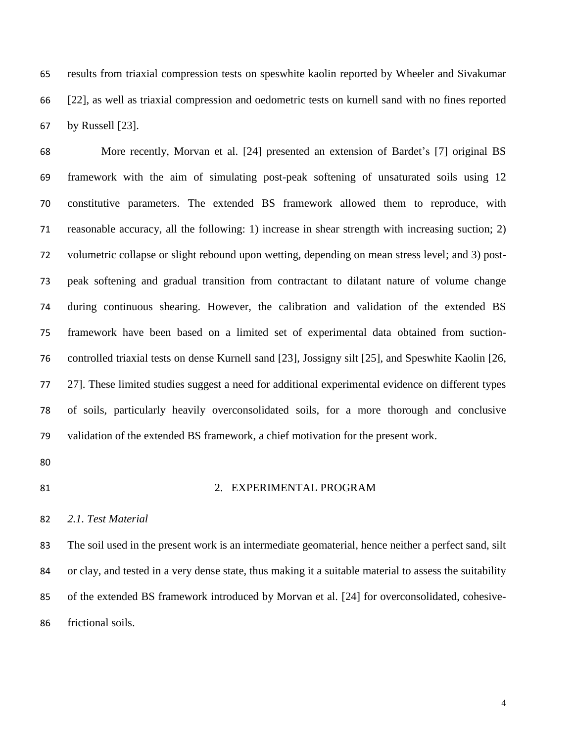results from triaxial compression tests on speswhite kaolin reported by Wheeler and Sivakumar [22], as well as triaxial compression and oedometric tests on kurnell sand with no fines reported by Russell [23].

More recently, Morvan et al. [24] presented an extension of Bardet's [7] original BS framework with the aim of simulating post-peak softening of unsaturated soils using 12 constitutive parameters. The extended BS framework allowed them to reproduce, with reasonable accuracy, all the following: 1) increase in shear strength with increasing suction; 2) volumetric collapse or slight rebound upon wetting, depending on mean stress level; and 3) post-peak softening and gradual transition from contractant to dilatant nature of volume change during continuous shearing. However, the calibration and validation of the extended BS framework have been based on a limited set of experimental data obtained from suction-controlled triaxial tests on dense Kurnell sand [23], Jossigny silt [25], and Speswhite Kaolin [26, 27]. These limited studies suggest a need for additional experimental evidence on different types of soils, particularly heavily overconsolidated soils, for a more thorough and conclusive validation of the extended BS framework, a chief motivation for the present work.

## 2. EXPERIMENTAL PROGRAM

### *2.1. Test Material*

The soil used in the present work is an intermediate geomaterial, hence neither a perfect sand, silt or clay, and tested in a very dense state, thus making it a suitable material to assess the suitability of the extended BS framework introduced by Morvan et al. [24] for overconsolidated, cohesive-frictional soils.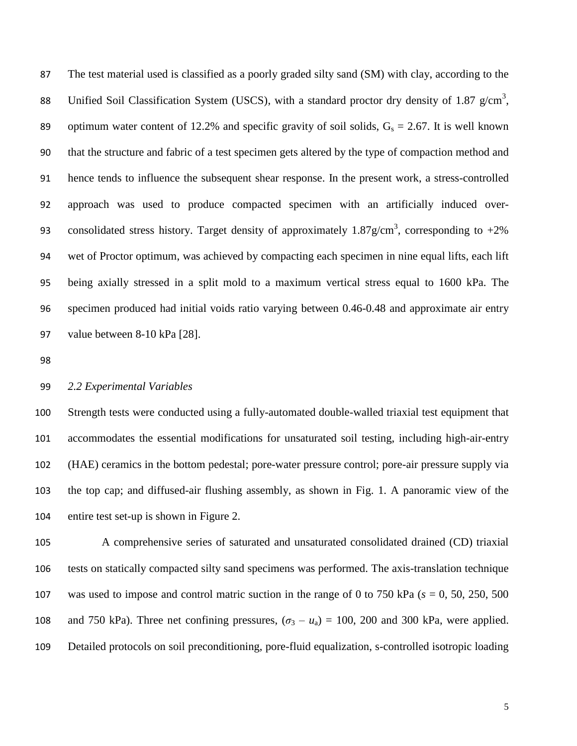The test material used is classified as a poorly graded silty sand (SM) with clay, according to the Unified Soil Classification System (USCS), with a standard proctor dry density of 1.87 g/cm$^3$, optimum water content of 12.2% and specific gravity of soil solids, $G_s$ = 2.67. It is well known that the structure and fabric of a test specimen gets altered by the type of compaction method and hence tends to influence the subsequent shear response. In the present work, a stress-controlled approach was used to produce compacted specimen with an artificially induced over-consolidated stress history. Target density of approximately 1.87g/cm$^3$, corresponding to +2% wet of Proctor optimum, was achieved by compacting each specimen in nine equal lifts, each lift being axially stressed in a split mold to a maximum vertical stress equal to 1600 kPa. The specimen produced had initial voids ratio varying between 0.46-0.48 and approximate air entry value between 8-10 kPa [28].

### *2.2 Experimental Variables*

Strength tests were conducted using a fully-automated double-walled triaxial test equipment that accommodates the essential modifications for unsaturated soil testing, including high-air-entry (HAE) ceramics in the bottom pedestal; pore-water pressure control; pore-air pressure supply via the top cap; and diffused-air flushing assembly, as shown in Fig. 1. A panoramic view of the entire test set-up is shown in Figure 2.

A comprehensive series of saturated and unsaturated consolidated drained (CD) triaxial tests on statically compacted silty sand specimens was performed. The axis-translation technique was used to impose and control matric suction in the range of 0 to 750 kPa ($s$ = 0, 50, 250, 500 and 750 kPa). Three net confining pressures, $(\sigma_3 - u_a)$ = 100, 200 and 300 kPa, were applied. Detailed protocols on soil preconditioning, pore-fluid equalization, s-controlled isotropic loading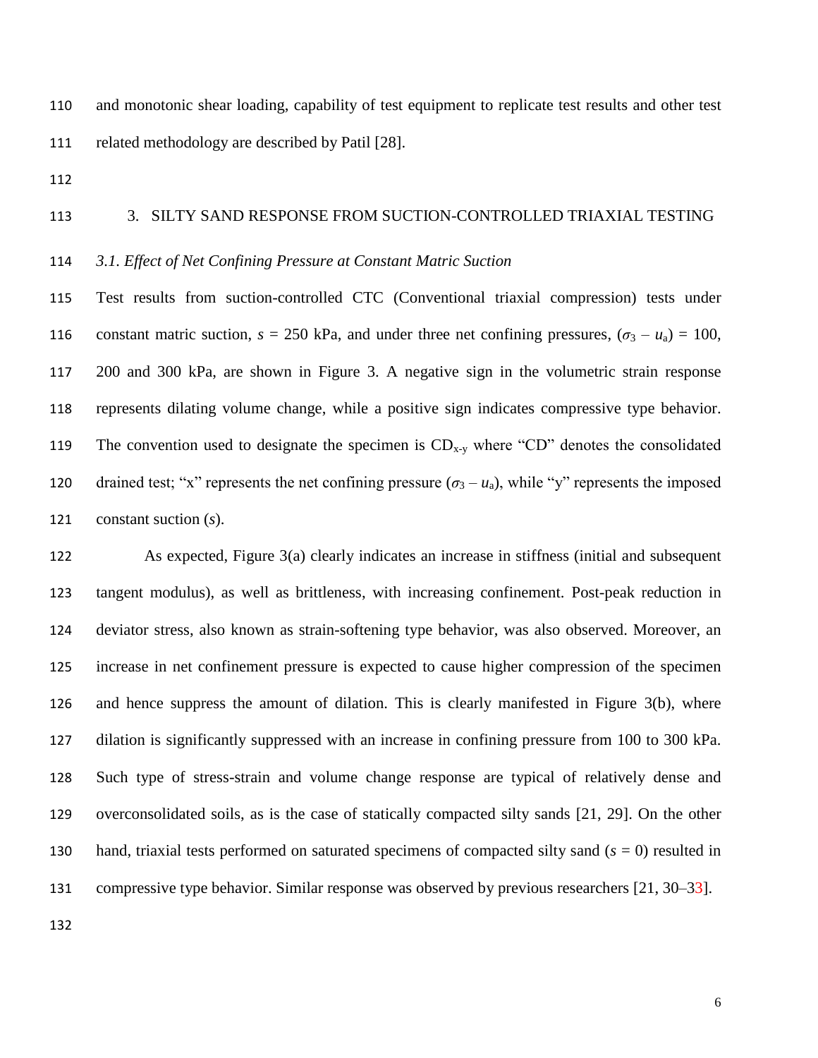and monotonic shear loading, capability of test equipment to replicate test results and other test related methodology are described by Patil [28].

## 3. SILTY SAND RESPONSE FROM SUCTION-CONTROLLED TRIAXIAL TESTING

### *3.1. Effect of Net Confining Pressure at Constant Matric Suction*

Test results from suction-controlled CTC (Conventional triaxial compression) tests under constant matric suction, $s$ = 250 kPa, and under three net confining pressures, $(\sigma_3 - u_a)$ = 100, 200 and 300 kPa, are shown in Figure 3. A negative sign in the volumetric strain response represents dilating volume change, while a positive sign indicates compressive type behavior. The convention used to designate the specimen is $CD_{x\text{-}y}$ where "CD" denotes the consolidated drained test; "x" represents the net confining pressure $(\sigma_3 - u_a)$, while "y" represents the imposed constant suction ($s$).

As expected, Figure 3(a) clearly indicates an increase in stiffness (initial and subsequent tangent modulus), as well as brittleness, with increasing confinement. Post-peak reduction in deviator stress, also known as strain-softening type behavior, was also observed. Moreover, an increase in net confinement pressure is expected to cause higher compression of the specimen and hence suppress the amount of dilation. This is clearly manifested in Figure 3(b), where dilation is significantly suppressed with an increase in confining pressure from 100 to 300 kPa. Such type of stress-strain and volume change response are typical of relatively dense and overconsolidated soils, as is the case of statically compacted silty sands [21, 29]. On the other hand, triaxial tests performed on saturated specimens of compacted silty sand ($s$ = 0) resulted in compressive type behavior. Similar response was observed by previous researchers [21, 30–33].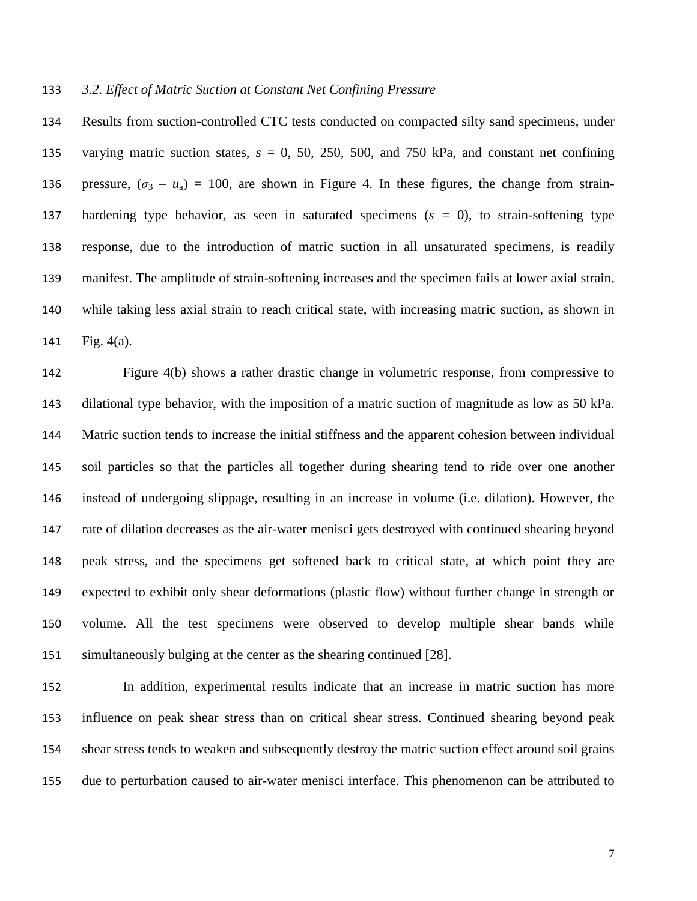### *3.2. Effect of Matric Suction at Constant Net Confining Pressure*

Results from suction-controlled CTC tests conducted on compacted silty sand specimens, under varying matric suction states, $s$ = 0, 50, 250, 500, and 750 kPa, and constant net confining pressure, $(\sigma_3 - u_a)$ = 100, are shown in Figure 4. In these figures, the change from strain-hardening type behavior, as seen in saturated specimens ($s$ = 0), to strain-softening type response, due to the introduction of matric suction in all unsaturated specimens, is readily manifest. The amplitude of strain-softening increases and the specimen fails at lower axial strain, while taking less axial strain to reach critical state, with increasing matric suction, as shown in Fig. 4(a).

Figure 4(b) shows a rather drastic change in volumetric response, from compressive to dilational type behavior, with the imposition of a matric suction of magnitude as low as 50 kPa. Matric suction tends to increase the initial stiffness and the apparent cohesion between individual soil particles so that the particles all together during shearing tend to ride over one another instead of undergoing slippage, resulting in an increase in volume (i.e. dilation). However, the rate of dilation decreases as the air-water menisci gets destroyed with continued shearing beyond peak stress, and the specimens get softened back to critical state, at which point they are expected to exhibit only shear deformations (plastic flow) without further change in strength or volume. All the test specimens were observed to develop multiple shear bands while simultaneously bulging at the center as the shearing continued [28].

In addition, experimental results indicate that an increase in matric suction has more influence on peak shear stress than on critical shear stress. Continued shearing beyond peak shear stress tends to weaken and subsequently destroy the matric suction effect around soil grains due to perturbation caused to air-water menisci interface. This phenomenon can be attributed to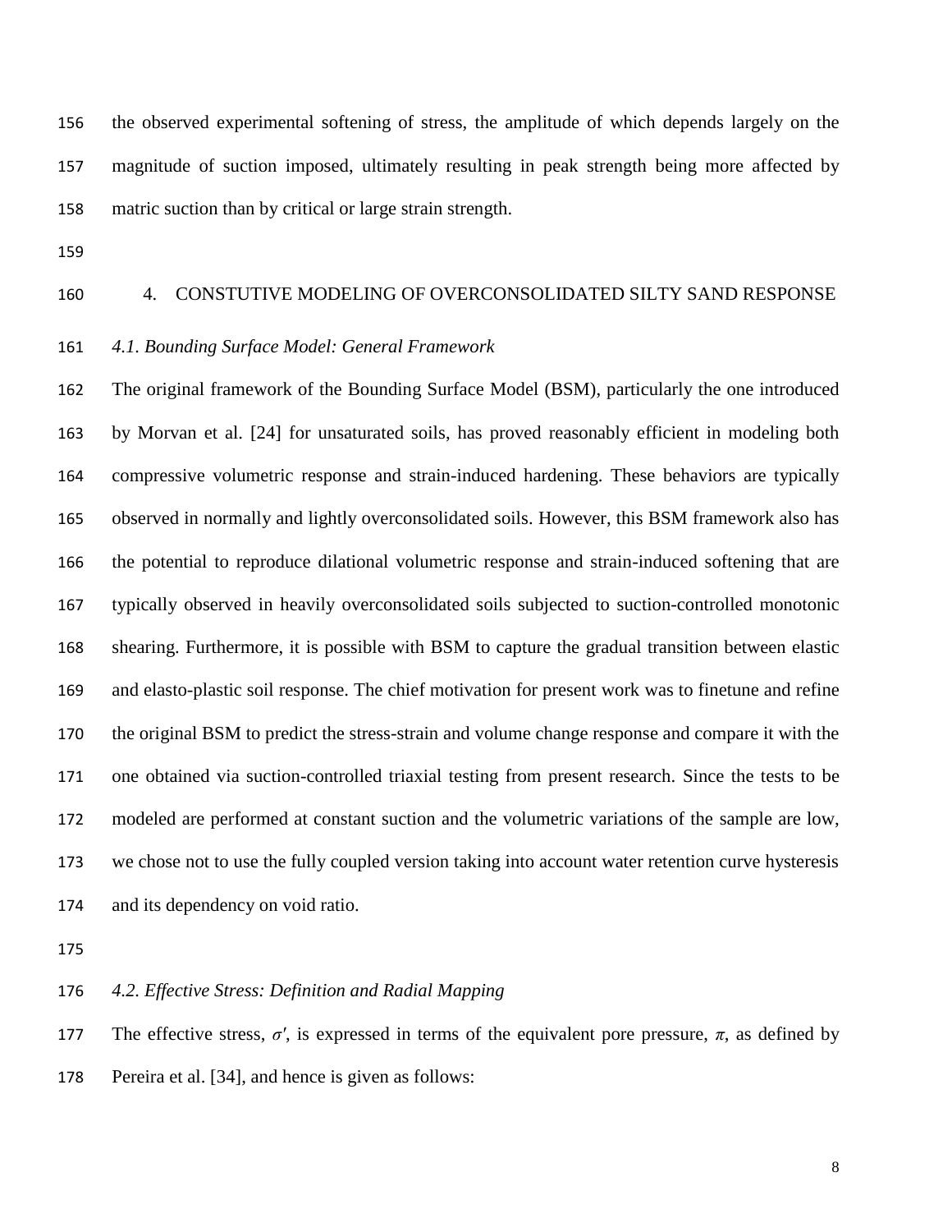the observed experimental softening of stress, the amplitude of which depends largely on the magnitude of suction imposed, ultimately resulting in peak strength being more affected by matric suction than by critical or large strain strength.

## 4. CONSTUTIVE MODELING OF OVERCONSOLIDATED SILTY SAND RESPONSE

### *4.1. Bounding Surface Model: General Framework*

The original framework of the Bounding Surface Model (BSM), particularly the one introduced by Morvan et al. [24] for unsaturated soils, has proved reasonably efficient in modeling both compressive volumetric response and strain-induced hardening. These behaviors are typically observed in normally and lightly overconsolidated soils. However, this BSM framework also has the potential to reproduce dilational volumetric response and strain-induced softening that are typically observed in heavily overconsolidated soils subjected to suction-controlled monotonic shearing. Furthermore, it is possible with BSM to capture the gradual transition between elastic and elasto-plastic soil response. The chief motivation for present work was to finetune and refine the original BSM to predict the stress-strain and volume change response and compare it with the one obtained via suction-controlled triaxial testing from present research. Since the tests to be modeled are performed at constant suction and the volumetric variations of the sample are low, we chose not to use the fully coupled version taking into account water retention curve hysteresis and its dependency on void ratio.

### *4.2. Effective Stress: Definition and Radial Mapping*

The effective stress, $\sigma'$, is expressed in terms of the equivalent pore pressure, $\pi$, as defined by Pereira et al. [34], and hence is given as follows: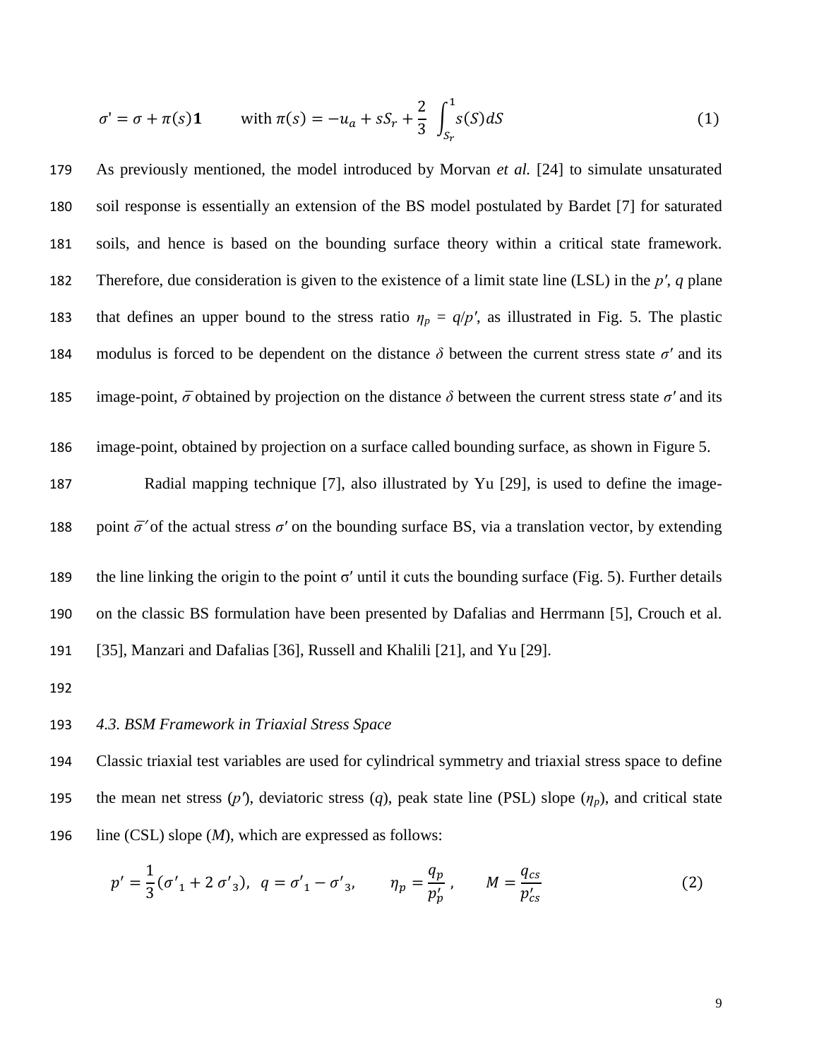$$\sigma' = \sigma + \pi(s)\mathbf{1} \qquad \text{with } \pi(s) = -u_a + sS_r + \frac{2}{3}\int_{S_r}^{1} s(S)dS \tag{1}$$

As previously mentioned, the model introduced by Morvan *et al.* [24] to simulate unsaturated soil response is essentially an extension of the BS model postulated by Bardet [7] for saturated soils, and hence is based on the bounding surface theory within a critical state framework. Therefore, due consideration is given to the existence of a limit state line (LSL) in the $p'$, $q$ plane that defines an upper bound to the stress ratio $\eta_p = q/p'$, as illustrated in Fig. 5. The plastic modulus is forced to be dependent on the distance $\delta$ between the current stress state $\sigma'$ and its image-point, $\bar{\sigma}$ obtained by projection on the distance $\delta$ between the current stress state $\sigma'$ and its image-point, obtained by projection on a surface called bounding surface, as shown in Figure 5.

Radial mapping technique [7], also illustrated by Yu [29], is used to define the image-point $\bar{\sigma}'$ of the actual stress $\sigma'$ on the bounding surface BS, via a translation vector, by extending the line linking the origin to the point σ′ until it cuts the bounding surface (Fig. 5). Further details on the classic BS formulation have been presented by Dafalias and Herrmann [5], Crouch et al. [35], Manzari and Dafalias [36], Russell and Khalili [21], and Yu [29].

*4.3. BSM Framework in Triaxial Stress Space*

Classic triaxial test variables are used for cylindrical symmetry and triaxial stress space to define the mean net stress ($p'$), deviatoric stress ($q$), peak state line (PSL) slope ($\eta_p$), and critical state line (CSL) slope ($M$), which are expressed as follows:

$$p' = \frac{1}{3}(\sigma'_1 + 2\,\sigma'_3), \;\; q = \sigma'_1 - \sigma'_3, \qquad \eta_p = \frac{q_p}{p'_p}, \qquad M = \frac{q_{cs}}{p'_{cs}} \tag{2}$$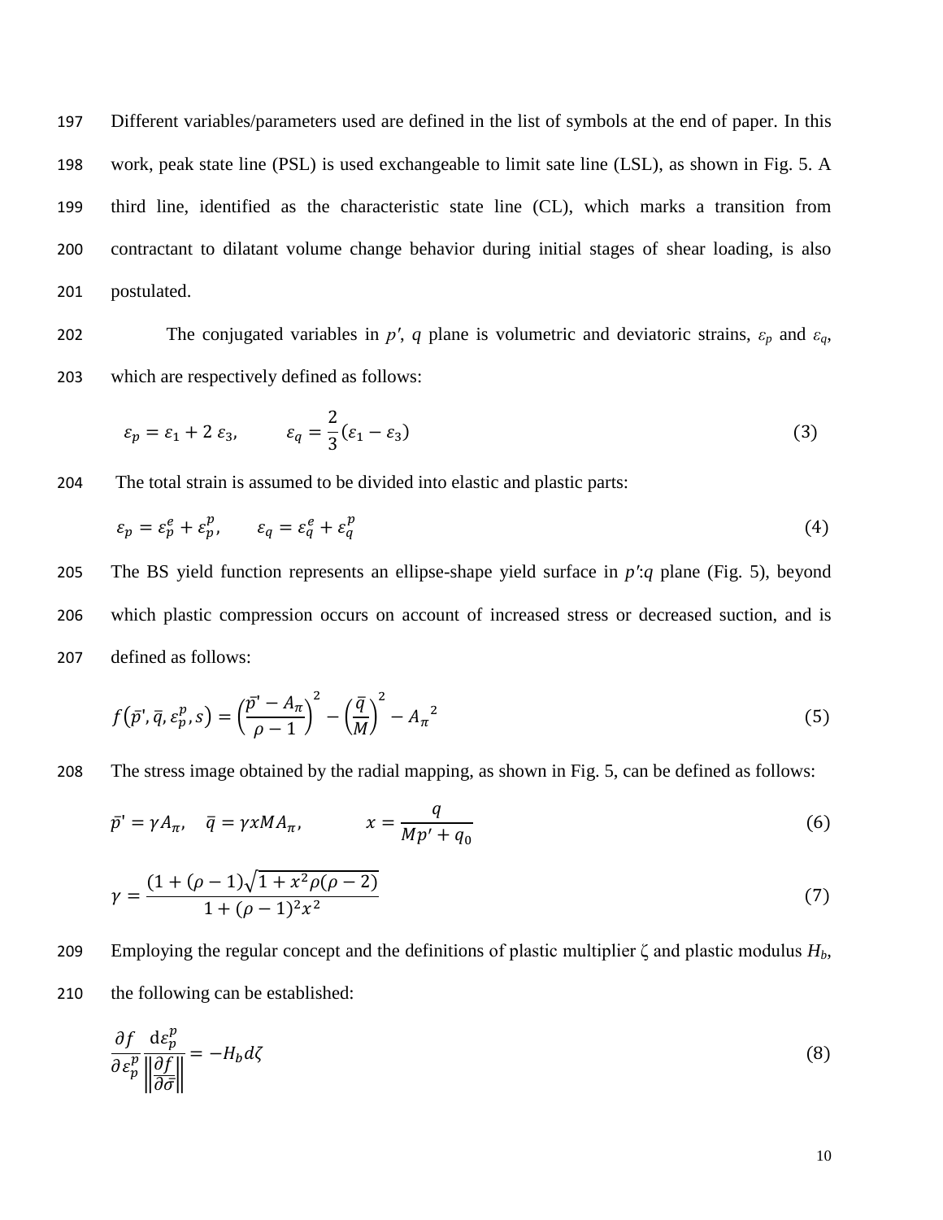Different variables/parameters used are defined in the list of symbols at the end of paper. In this work, peak state line (PSL) is used exchangeable to limit sate line (LSL), as shown in Fig. 5. A third line, identified as the characteristic state line (CL), which marks a transition from contractant to dilatant volume change behavior during initial stages of shear loading, is also postulated.

The conjugated variables in $p'$, $q$ plane is volumetric and deviatoric strains, $\varepsilon_p$ and $\varepsilon_q$, which are respectively defined as follows:

$$\varepsilon_p = \varepsilon_1 + 2\,\varepsilon_3, \qquad \varepsilon_q = \frac{2}{3}(\varepsilon_1 - \varepsilon_3) \tag{3}$$

The total strain is assumed to be divided into elastic and plastic parts:

$$\varepsilon_p = \varepsilon_p^e + \varepsilon_p^p, \qquad \varepsilon_q = \varepsilon_q^e + \varepsilon_q^p \tag{4}$$

The BS yield function represents an ellipse-shape yield surface in $p'$:$q$ plane (Fig. 5), beyond which plastic compression occurs on account of increased stress or decreased suction, and is defined as follows:

$$f(\bar{p}', \bar{q}, \varepsilon_p^p, s) = \left(\frac{\bar{p}' - A_\pi}{\rho - 1}\right)^2 - \left(\frac{\bar{q}}{M}\right)^2 - {A_\pi}^2 \tag{5}$$

The stress image obtained by the radial mapping, as shown in Fig. 5, can be defined as follows:

$$\bar{p}' = \gamma A_\pi, \quad \bar{q} = \gamma x M A_\pi, \qquad x = \frac{q}{Mp' + q_0} \tag{6}$$

$$\gamma = \frac{(1 + (\rho - 1)\sqrt{1 + x^2 \rho(\rho - 2)}}{1 + (\rho - 1)^2 x^2} \tag{7}$$

Employing the regular concept and the definitions of plastic multiplier $\zeta$ and plastic modulus $H_b$, the following can be established:

$$\frac{\partial f}{\partial \varepsilon_p^p} \frac{\mathrm{d}\varepsilon_p^p}{\left\|\frac{\partial f}{\partial \bar{\sigma}}\right\|} = -H_b d\zeta \tag{8}$$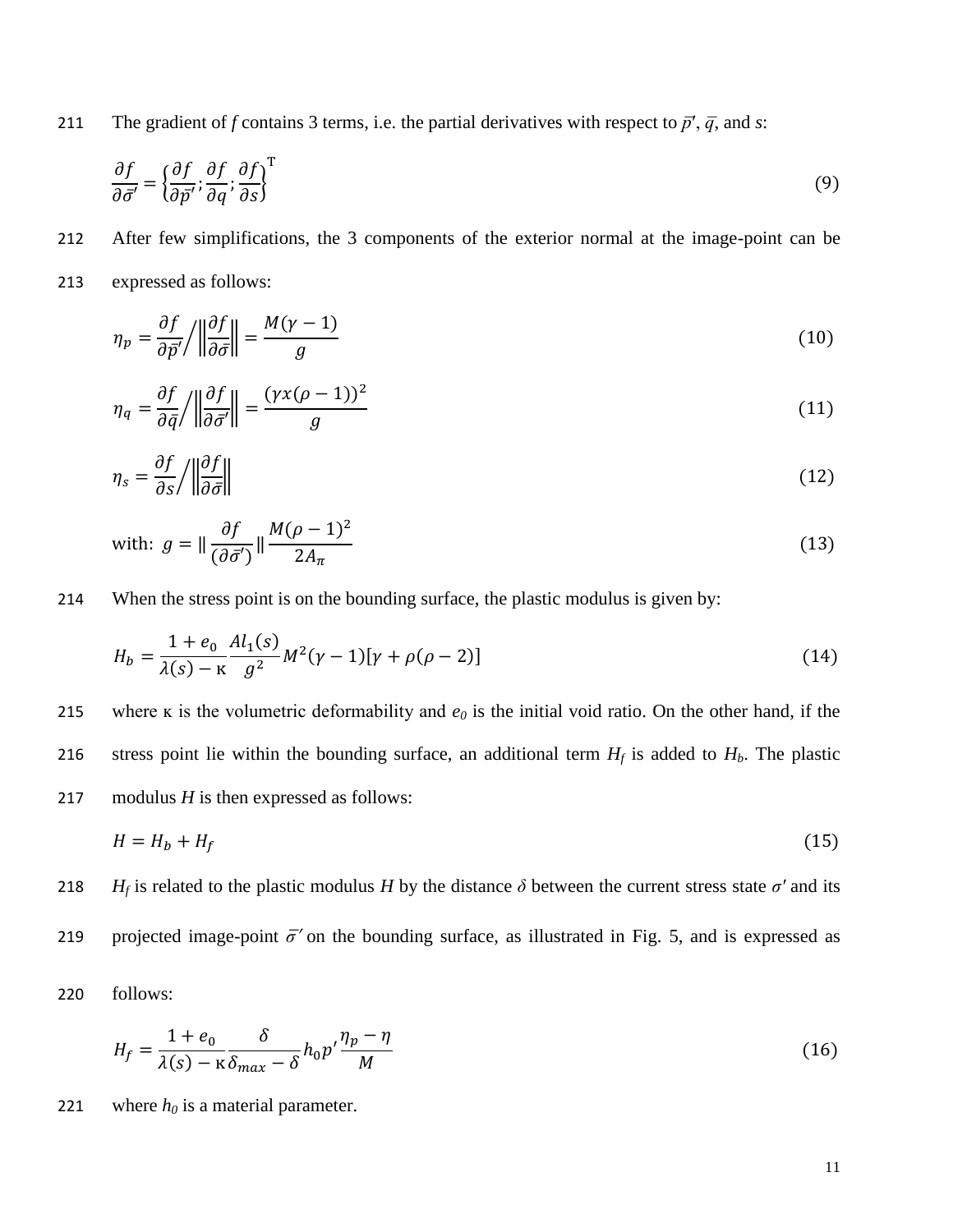The gradient of $f$ contains 3 terms, i.e. the partial derivatives with respect to $\bar{p}'$, $\bar{q}$, and $s$:

$$\frac{\partial f}{\partial \bar{\sigma}'} = \left\{\frac{\partial f}{\partial \bar{p}'}; \frac{\partial f}{\partial q}; \frac{\partial f}{\partial s}\right\}^{\mathrm{T}} \tag{9}$$

After few simplifications, the 3 components of the exterior normal at the image-point can be expressed as follows:

$$\eta_p = \frac{\partial f}{\partial \bar{p}'} \Big/ \left\|\frac{\partial f}{\partial \bar{\sigma}}\right\| = \frac{M(\gamma - 1)}{g} \tag{10}$$

$$\eta_q = \frac{\partial f}{\partial \bar{q}} \Big/ \left\|\frac{\partial f}{\partial \bar{\sigma}'}\right\| = \frac{(\gamma x(\rho - 1))^2}{g} \tag{11}$$

$$\eta_s = \frac{\partial f}{\partial s} \Big/ \left\|\frac{\partial f}{\partial \bar{\sigma}}\right\| \tag{12}$$

$$\text{with: } g = \| \frac{\partial f}{(\partial \bar{\sigma}')} \| \frac{M(\rho - 1)^2}{2A_\pi} \tag{13}$$

When the stress point is on the bounding surface, the plastic modulus is given by:

$$H_b = \frac{1 + e_0}{\lambda(s) - \kappa} \frac{A l_1(s)}{g^2} M^2 (\gamma - 1)[\gamma + \rho(\rho - 2)] \tag{14}$$

where κ is the volumetric deformability and $e_0$ is the initial void ratio. On the other hand, if the stress point lie within the bounding surface, an additional term $H_f$ is added to $H_b$. The plastic modulus $H$ is then expressed as follows:

$$H = H_b + H_f \tag{15}$$

$H_f$ is related to the plastic modulus $H$ by the distance $\delta$ between the current stress state $\sigma'$ and its projected image-point $\bar{\sigma}'$ on the bounding surface, as illustrated in Fig. 5, and is expressed as follows:

$$H_f = \frac{1 + e_0}{\lambda(s) - \kappa} \frac{\delta}{\delta_{max} - \delta} h_0 p' \frac{\eta_p - \eta}{M} \tag{16}$$

where $h_0$ is a material parameter.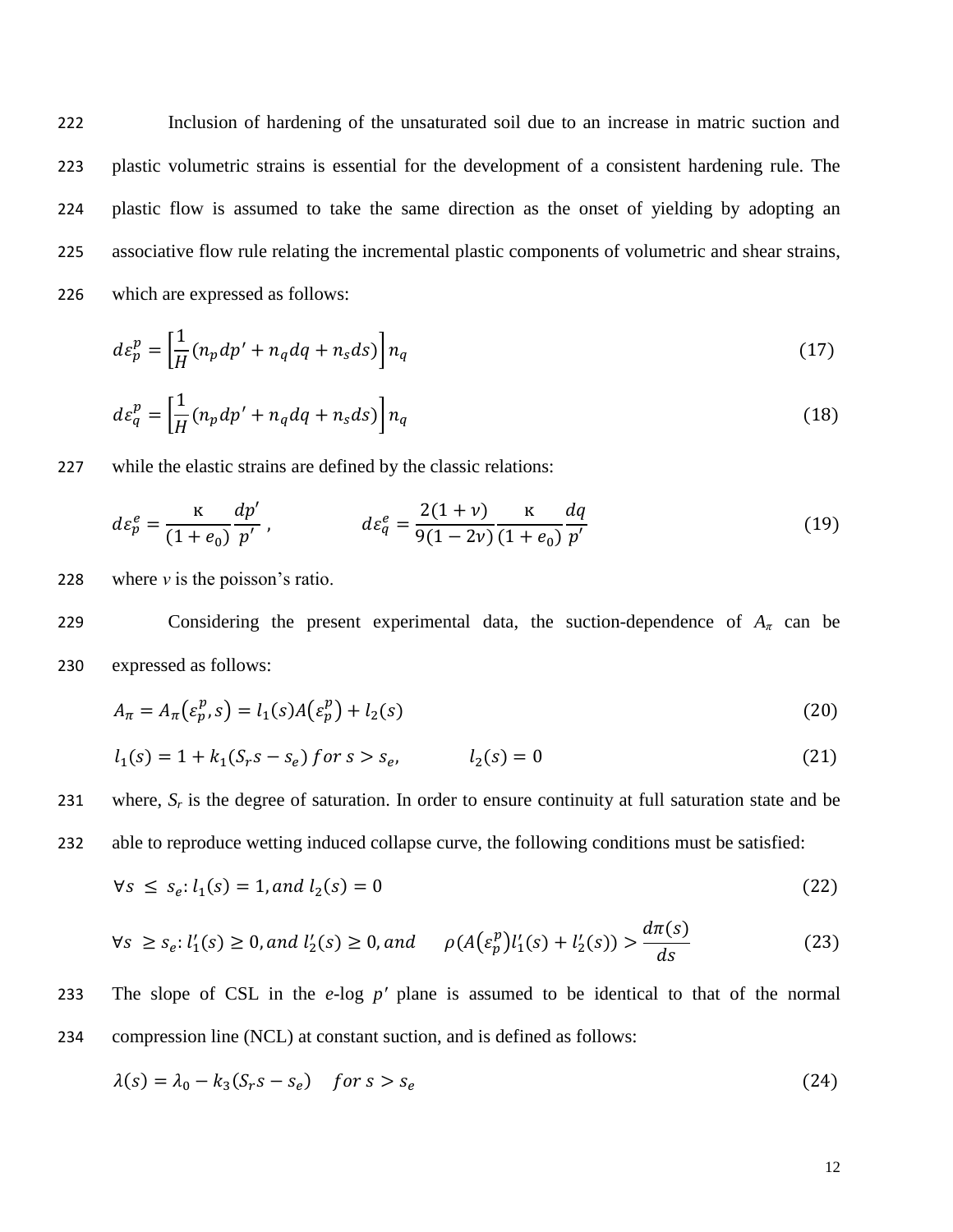Inclusion of hardening of the unsaturated soil due to an increase in matric suction and plastic volumetric strains is essential for the development of a consistent hardening rule. The plastic flow is assumed to take the same direction as the onset of yielding by adopting an associative flow rule relating the incremental plastic components of volumetric and shear strains, which are expressed as follows:

$$d\varepsilon_p^p = \left[\frac{1}{H}(n_p dp' + n_q dq + n_s ds)\right] n_q \tag{17}$$

$$d\varepsilon_q^p = \left[\frac{1}{H}(n_p dp' + n_q dq + n_s ds)\right] n_q \tag{18}$$

while the elastic strains are defined by the classic relations:

$$d\varepsilon_p^e = \frac{\kappa}{(1+e_0)}\frac{dp'}{p'}\ , \qquad\qquad d\varepsilon_q^e = \frac{2(1+\nu)}{9(1-2\nu)}\frac{\kappa}{(1+e_0)}\frac{dq}{p'} \tag{19}$$

where $v$ is the poisson's ratio.

Considering the present experimental data, the suction-dependence of $A_\pi$ can be expressed as follows:

$$A_\pi = A_\pi(\varepsilon_p^p, s) = l_1(s)A(\varepsilon_p^p) + l_2(s) \tag{20}$$

$$l_1(s) = 1 + k_1(S_r s - s_e)\ for\ s > s_e, \qquad\qquad l_2(s) = 0 \tag{21}$$

where, $S_r$ is the degree of saturation. In order to ensure continuity at full saturation state and be able to reproduce wetting induced collapse curve, the following conditions must be satisfied:

$$\forall s\ \le\ s_e: l_1(s) = 1, and\ l_2(s) = 0 \tag{22}$$

$$\forall s\ \ge s_e: l_1'(s) \ge 0, and\ l_2'(s) \ge 0, and \qquad \rho(A(\varepsilon_p^p)l_1'(s) + l_2'(s)) > \frac{d\pi(s)}{ds} \tag{23}$$

The slope of CSL in the $e$-log $p'$ plane is assumed to be identical to that of the normal compression line (NCL) at constant suction, and is defined as follows:

$$\lambda(s) = \lambda_0 - k_3(S_r s - s_e) \quad for\ s > s_e \tag{24}$$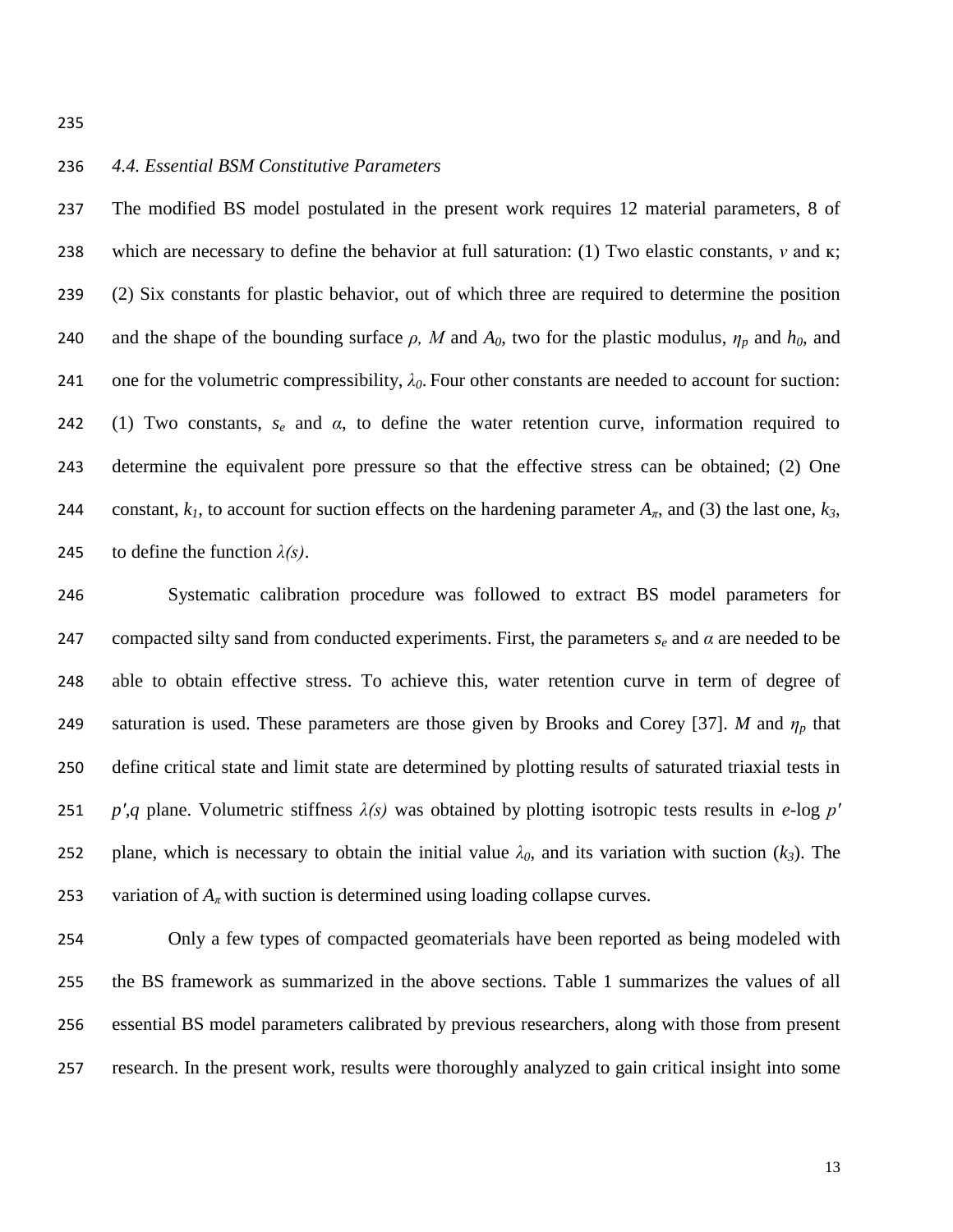### *4.4. Essential BSM Constitutive Parameters*

The modified BS model postulated in the present work requires 12 material parameters, 8 of which are necessary to define the behavior at full saturation: (1) Two elastic constants, $\nu$ and $\kappa$; (2) Six constants for plastic behavior, out of which three are required to determine the position and the shape of the bounding surface $\rho$, $M$ and $A_0$, two for the plastic modulus, $\eta_p$ and $h_0$, and one for the volumetric compressibility, $\lambda_0$. Four other constants are needed to account for suction: (1) Two constants, $s_e$ and $\alpha$, to define the water retention curve, information required to determine the equivalent pore pressure so that the effective stress can be obtained; (2) One constant, $k_1$, to account for suction effects on the hardening parameter $A_\pi$, and (3) the last one, $k_3$, to define the function $\lambda(s)$.

Systematic calibration procedure was followed to extract BS model parameters for compacted silty sand from conducted experiments. First, the parameters $s_e$ and $\alpha$ are needed to be able to obtain effective stress. To achieve this, water retention curve in term of degree of saturation is used. These parameters are those given by Brooks and Corey [37]. $M$ and $\eta_p$ that define critical state and limit state are determined by plotting results of saturated triaxial tests in $p',q$ plane. Volumetric stiffness $\lambda(s)$ was obtained by plotting isotropic tests results in $e$-log $p'$ plane, which is necessary to obtain the initial value $\lambda_0$, and its variation with suction ($k_3$). The variation of $A_\pi$ with suction is determined using loading collapse curves.

Only a few types of compacted geomaterials have been reported as being modeled with the BS framework as summarized in the above sections. Table 1 summarizes the values of all essential BS model parameters calibrated by previous researchers, along with those from present research. In the present work, results were thoroughly analyzed to gain critical insight into some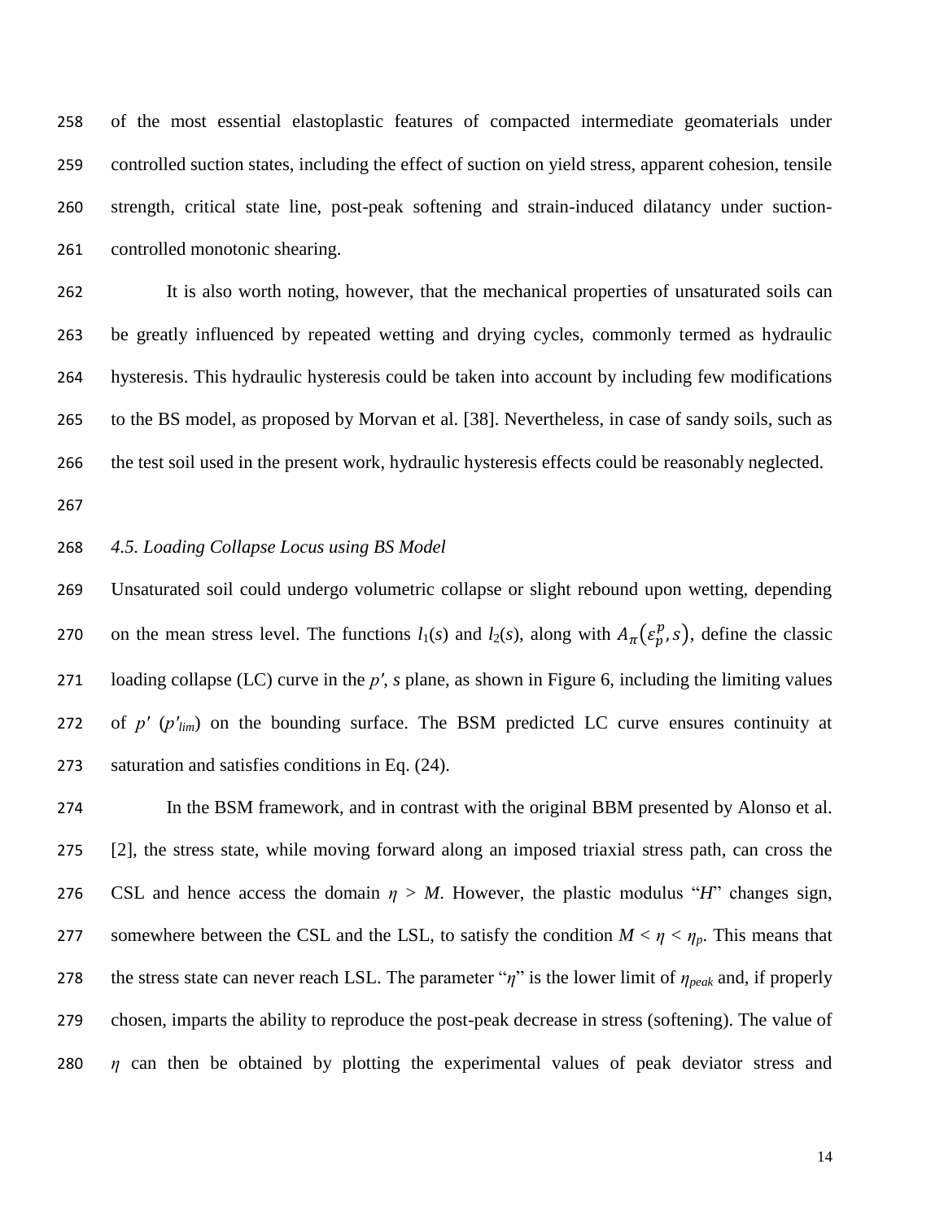of the most essential elastoplastic features of compacted intermediate geomaterials under controlled suction states, including the effect of suction on yield stress, apparent cohesion, tensile strength, critical state line, post-peak softening and strain-induced dilatancy under suction-controlled monotonic shearing.

It is also worth noting, however, that the mechanical properties of unsaturated soils can be greatly influenced by repeated wetting and drying cycles, commonly termed as hydraulic hysteresis. This hydraulic hysteresis could be taken into account by including few modifications to the BS model, as proposed by Morvan et al. [38]. Nevertheless, in case of sandy soils, such as the test soil used in the present work, hydraulic hysteresis effects could be reasonably neglected.

### *4.5. Loading Collapse Locus using BS Model*

Unsaturated soil could undergo volumetric collapse or slight rebound upon wetting, depending on the mean stress level. The functions $l_1(s)$ and $l_2(s)$, along with $A_\pi(\varepsilon_p^p, s)$, define the classic loading collapse (LC) curve in the $p'$, $s$ plane, as shown in Figure 6, including the limiting values of $p'$ ($p'_{lim}$) on the bounding surface. The BSM predicted LC curve ensures continuity at saturation and satisfies conditions in Eq. (24).

In the BSM framework, and in contrast with the original BBM presented by Alonso et al. [2], the stress state, while moving forward along an imposed triaxial stress path, can cross the CSL and hence access the domain $\eta > M$. However, the plastic modulus "$H$" changes sign, somewhere between the CSL and the LSL, to satisfy the condition $M < \eta < \eta_p$. This means that the stress state can never reach LSL. The parameter "$\eta$" is the lower limit of $\eta_{peak}$ and, if properly chosen, imparts the ability to reproduce the post-peak decrease in stress (softening). The value of $\eta$ can then be obtained by plotting the experimental values of peak deviator stress and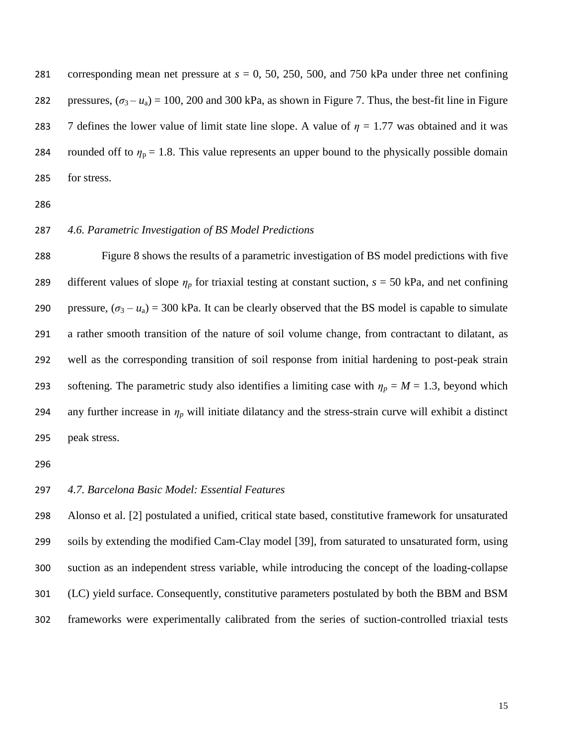corresponding mean net pressure at $s$ = 0, 50, 250, 500, and 750 kPa under three net confining pressures, $(\sigma_3 - u_a)$ = 100, 200 and 300 kPa, as shown in Figure 7. Thus, the best-fit line in Figure 7 defines the lower value of limit state line slope. A value of $\eta$ = 1.77 was obtained and it was rounded off to $\eta_p$ = 1.8. This value represents an upper bound to the physically possible domain for stress.

### *4.6. Parametric Investigation of BS Model Predictions*

Figure 8 shows the results of a parametric investigation of BS model predictions with five different values of slope $\eta_p$ for triaxial testing at constant suction, $s$ = 50 kPa, and net confining pressure, $(\sigma_3 - u_a)$ = 300 kPa. It can be clearly observed that the BS model is capable to simulate a rather smooth transition of the nature of soil volume change, from contractant to dilatant, as well as the corresponding transition of soil response from initial hardening to post-peak strain softening. The parametric study also identifies a limiting case with $\eta_p = M$ = 1.3, beyond which any further increase in $\eta_p$ will initiate dilatancy and the stress-strain curve will exhibit a distinct peak stress.

### *4.7. Barcelona Basic Model: Essential Features*

Alonso et al. [2] postulated a unified, critical state based, constitutive framework for unsaturated soils by extending the modified Cam-Clay model [39], from saturated to unsaturated form, using suction as an independent stress variable, while introducing the concept of the loading-collapse (LC) yield surface. Consequently, constitutive parameters postulated by both the BBM and BSM frameworks were experimentally calibrated from the series of suction-controlled triaxial tests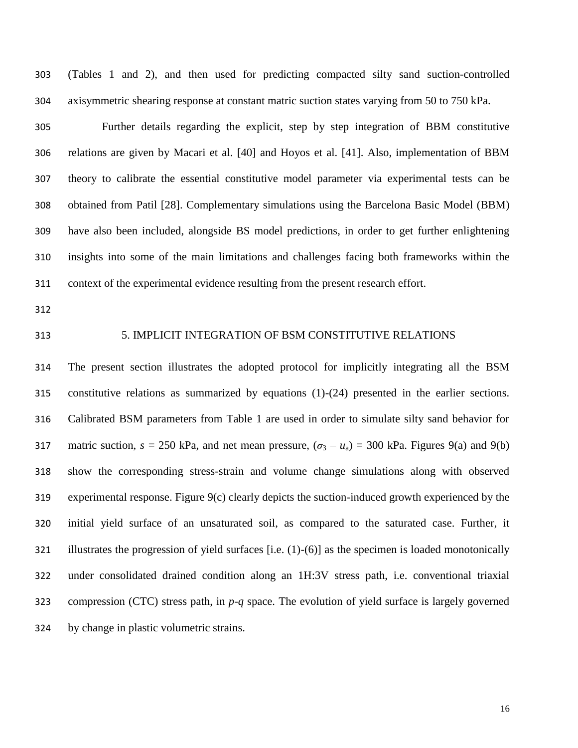(Tables 1 and 2), and then used for predicting compacted silty sand suction-controlled axisymmetric shearing response at constant matric suction states varying from 50 to 750 kPa.

Further details regarding the explicit, step by step integration of BBM constitutive relations are given by Macari et al. [40] and Hoyos et al. [41]. Also, implementation of BBM theory to calibrate the essential constitutive model parameter via experimental tests can be obtained from Patil [28]. Complementary simulations using the Barcelona Basic Model (BBM) have also been included, alongside BS model predictions, in order to get further enlightening insights into some of the main limitations and challenges facing both frameworks within the context of the experimental evidence resulting from the present research effort.

## 5. IMPLICIT INTEGRATION OF BSM CONSTITUTIVE RELATIONS

The present section illustrates the adopted protocol for implicitly integrating all the BSM constitutive relations as summarized by equations (1)-(24) presented in the earlier sections. Calibrated BSM parameters from Table 1 are used in order to simulate silty sand behavior for matric suction, $s$ = 250 kPa, and net mean pressure, $(\sigma_3 - u_a)$ = 300 kPa. Figures 9(a) and 9(b) show the corresponding stress-strain and volume change simulations along with observed experimental response. Figure 9(c) clearly depicts the suction-induced growth experienced by the initial yield surface of an unsaturated soil, as compared to the saturated case. Further, it illustrates the progression of yield surfaces [i.e. (1)-(6)] as the specimen is loaded monotonically under consolidated drained condition along an 1H:3V stress path, i.e. conventional triaxial compression (CTC) stress path, in $p$-$q$ space. The evolution of yield surface is largely governed by change in plastic volumetric strains.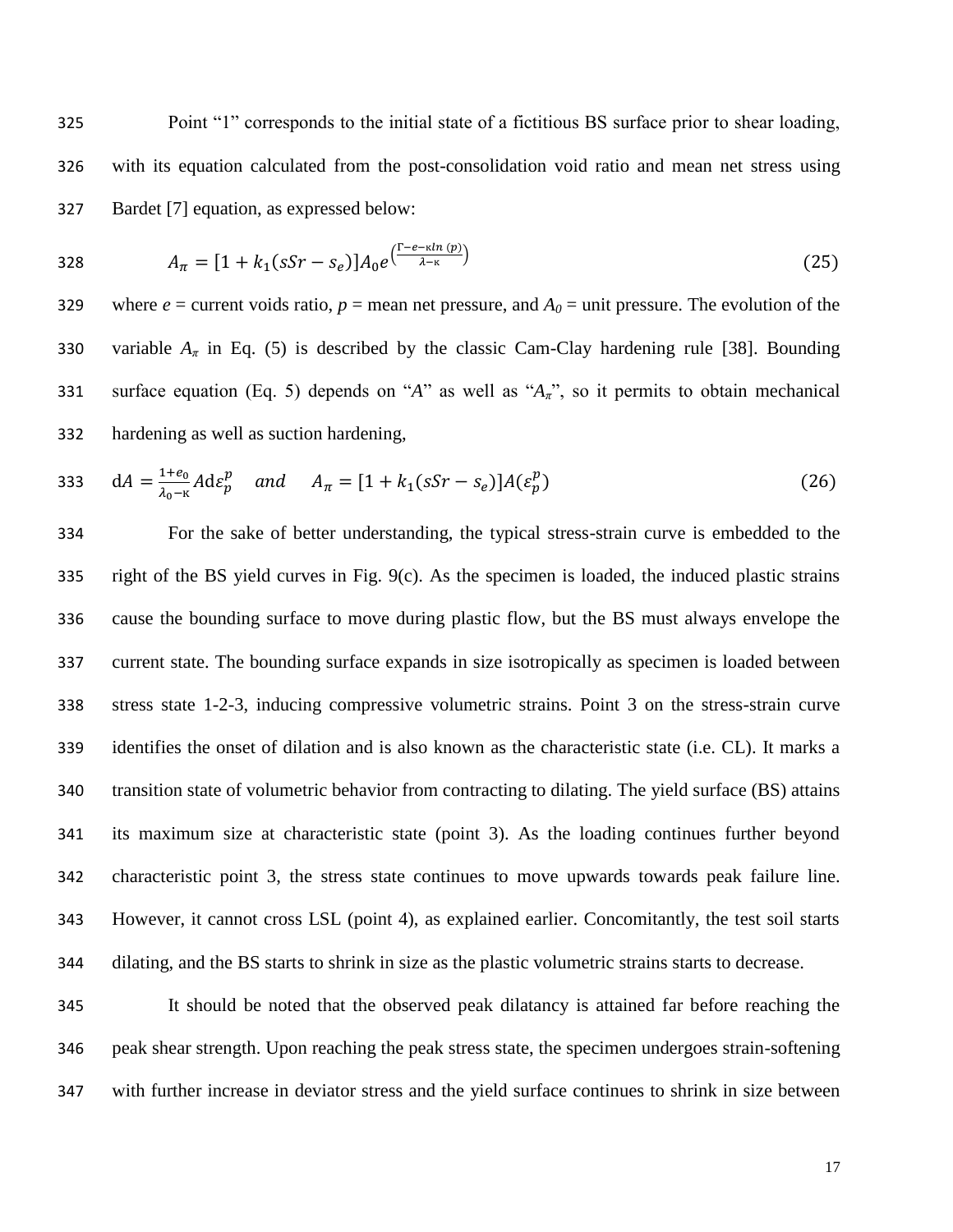Point "1" corresponds to the initial state of a fictitious BS surface prior to shear loading, with its equation calculated from the post-consolidation void ratio and mean net stress using Bardet [7] equation, as expressed below:

$$A_{\pi} = [1 + k_1(sSr - s_e)]A_0 e^{\left(\frac{\Gamma - e - \kappa ln\,(p)}{\lambda - \kappa}\right)} \tag{25}$$

where $e$ = current voids ratio, $p$ = mean net pressure, and $A_0$ = unit pressure. The evolution of the variable $A_{\pi}$ in Eq. (5) is described by the classic Cam-Clay hardening rule [38]. Bounding surface equation (Eq. 5) depends on "$A$" as well as "$A_{\pi}$", so it permits to obtain mechanical hardening as well as suction hardening,

$$\mathrm{d}A = \frac{1+e_0}{\lambda_0 - \kappa} A \mathrm{d}\varepsilon_p^p \quad and \quad A_{\pi} = [1 + k_1(sSr - s_e)]A(\varepsilon_p^p) \tag{26}$$

For the sake of better understanding, the typical stress-strain curve is embedded to the right of the BS yield curves in Fig. 9(c). As the specimen is loaded, the induced plastic strains cause the bounding surface to move during plastic flow, but the BS must always envelope the current state. The bounding surface expands in size isotropically as specimen is loaded between stress state 1-2-3, inducing compressive volumetric strains. Point 3 on the stress-strain curve identifies the onset of dilation and is also known as the characteristic state (i.e. CL). It marks a transition state of volumetric behavior from contracting to dilating. The yield surface (BS) attains its maximum size at characteristic state (point 3). As the loading continues further beyond characteristic point 3, the stress state continues to move upwards towards peak failure line. However, it cannot cross LSL (point 4), as explained earlier. Concomitantly, the test soil starts dilating, and the BS starts to shrink in size as the plastic volumetric strains starts to decrease.

It should be noted that the observed peak dilatancy is attained far before reaching the peak shear strength. Upon reaching the peak stress state, the specimen undergoes strain-softening with further increase in deviator stress and the yield surface continues to shrink in size between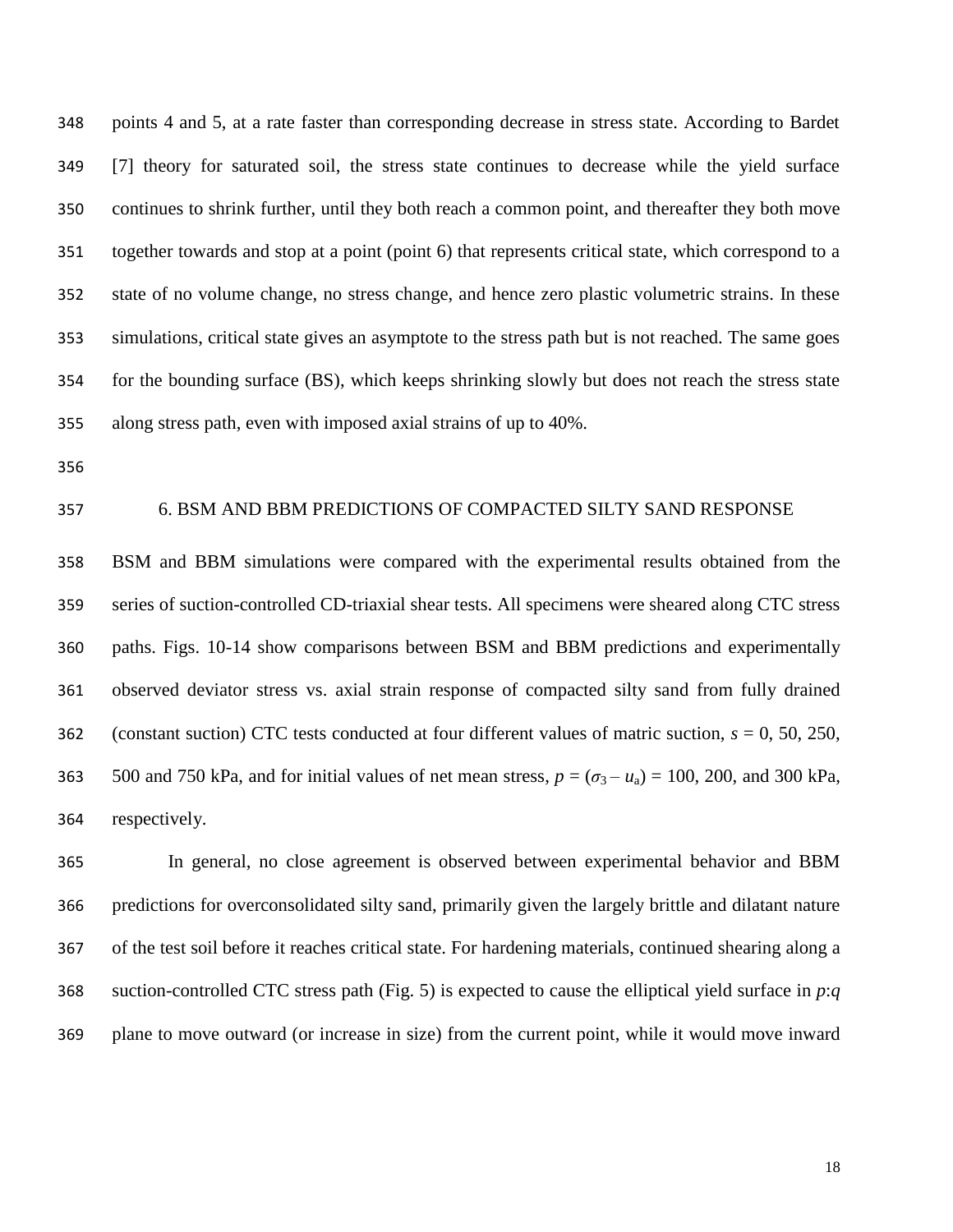points 4 and 5, at a rate faster than corresponding decrease in stress state. According to Bardet [7] theory for saturated soil, the stress state continues to decrease while the yield surface continues to shrink further, until they both reach a common point, and thereafter they both move together towards and stop at a point (point 6) that represents critical state, which correspond to a state of no volume change, no stress change, and hence zero plastic volumetric strains. In these simulations, critical state gives an asymptote to the stress path but is not reached. The same goes for the bounding surface (BS), which keeps shrinking slowly but does not reach the stress state along stress path, even with imposed axial strains of up to 40%.

## 6. BSM AND BBM PREDICTIONS OF COMPACTED SILTY SAND RESPONSE

BSM and BBM simulations were compared with the experimental results obtained from the series of suction-controlled CD-triaxial shear tests. All specimens were sheared along CTC stress paths. Figs. 10-14 show comparisons between BSM and BBM predictions and experimentally observed deviator stress vs. axial strain response of compacted silty sand from fully drained (constant suction) CTC tests conducted at four different values of matric suction, $s$ = 0, 50, 250, 500 and 750 kPa, and for initial values of net mean stress, $p = (\sigma_3 - u_a)$ = 100, 200, and 300 kPa, respectively.

In general, no close agreement is observed between experimental behavior and BBM predictions for overconsolidated silty sand, primarily given the largely brittle and dilatant nature of the test soil before it reaches critical state. For hardening materials, continued shearing along a suction-controlled CTC stress path (Fig. 5) is expected to cause the elliptical yield surface in $p$:$q$ plane to move outward (or increase in size) from the current point, while it would move inward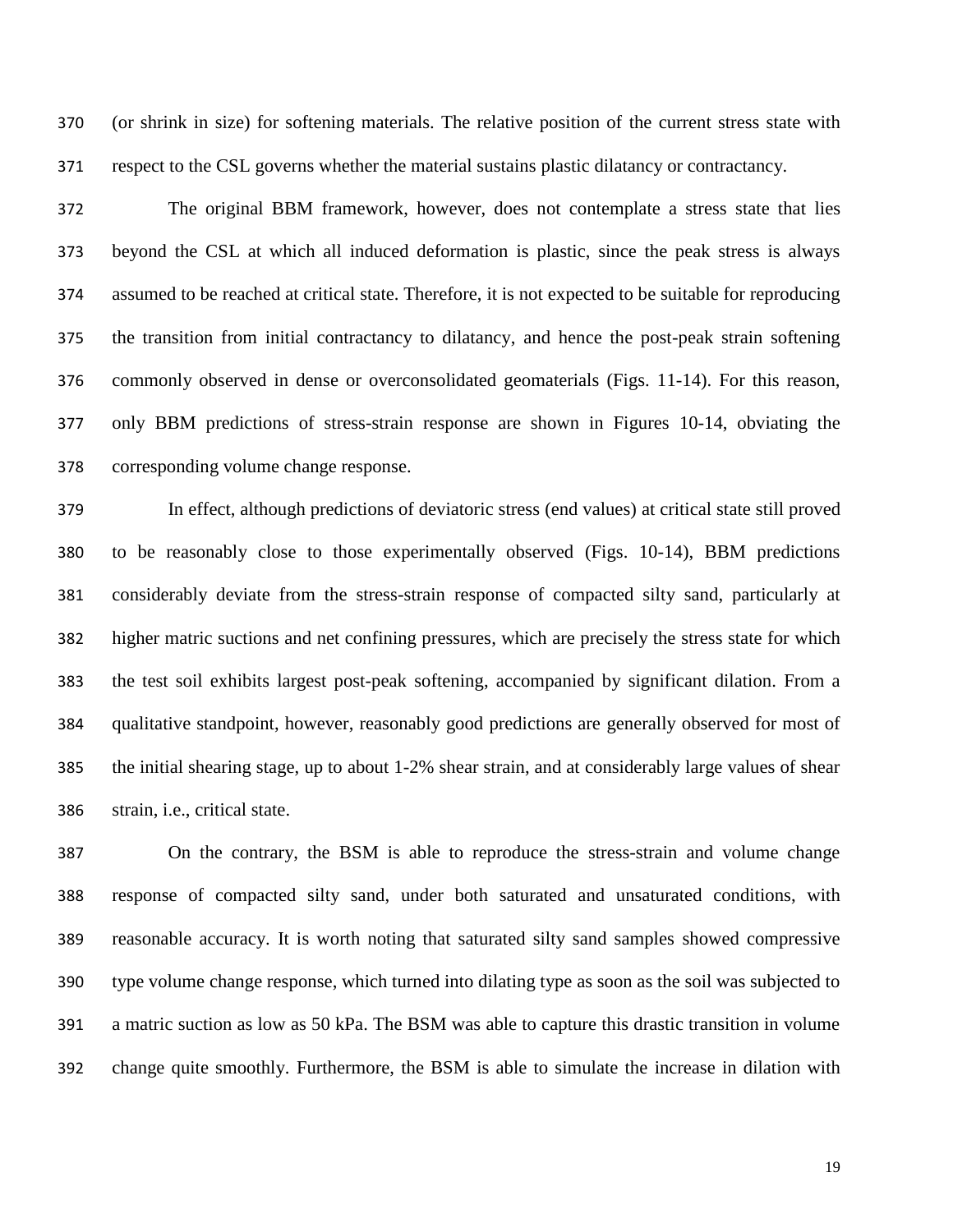(or shrink in size) for softening materials. The relative position of the current stress state with respect to the CSL governs whether the material sustains plastic dilatancy or contractancy.

The original BBM framework, however, does not contemplate a stress state that lies beyond the CSL at which all induced deformation is plastic, since the peak stress is always assumed to be reached at critical state. Therefore, it is not expected to be suitable for reproducing the transition from initial contractancy to dilatancy, and hence the post-peak strain softening commonly observed in dense or overconsolidated geomaterials (Figs. 11-14). For this reason, only BBM predictions of stress-strain response are shown in Figures 10-14, obviating the corresponding volume change response.

In effect, although predictions of deviatoric stress (end values) at critical state still proved to be reasonably close to those experimentally observed (Figs. 10-14), BBM predictions considerably deviate from the stress-strain response of compacted silty sand, particularly at higher matric suctions and net confining pressures, which are precisely the stress state for which the test soil exhibits largest post-peak softening, accompanied by significant dilation. From a qualitative standpoint, however, reasonably good predictions are generally observed for most of the initial shearing stage, up to about 1-2% shear strain, and at considerably large values of shear strain, i.e., critical state.

On the contrary, the BSM is able to reproduce the stress-strain and volume change response of compacted silty sand, under both saturated and unsaturated conditions, with reasonable accuracy. It is worth noting that saturated silty sand samples showed compressive type volume change response, which turned into dilating type as soon as the soil was subjected to a matric suction as low as 50 kPa. The BSM was able to capture this drastic transition in volume change quite smoothly. Furthermore, the BSM is able to simulate the increase in dilation with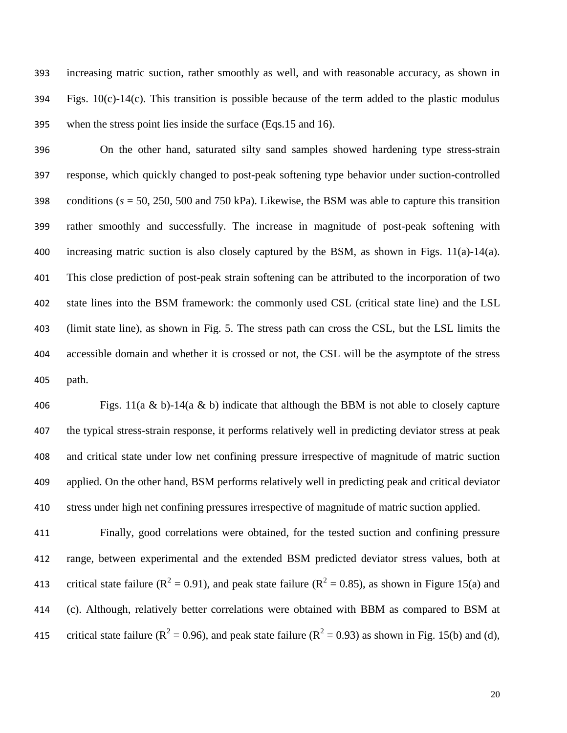increasing matric suction, rather smoothly as well, and with reasonable accuracy, as shown in Figs. 10(c)-14(c). This transition is possible because of the term added to the plastic modulus when the stress point lies inside the surface (Eqs.15 and 16).

On the other hand, saturated silty sand samples showed hardening type stress-strain response, which quickly changed to post-peak softening type behavior under suction-controlled conditions ($s$ = 50, 250, 500 and 750 kPa). Likewise, the BSM was able to capture this transition rather smoothly and successfully. The increase in magnitude of post-peak softening with increasing matric suction is also closely captured by the BSM, as shown in Figs. 11(a)-14(a). This close prediction of post-peak strain softening can be attributed to the incorporation of two state lines into the BSM framework: the commonly used CSL (critical state line) and the LSL (limit state line), as shown in Fig. 5. The stress path can cross the CSL, but the LSL limits the accessible domain and whether it is crossed or not, the CSL will be the asymptote of the stress path.

Figs. 11(a & b)-14(a & b) indicate that although the BBM is not able to closely capture the typical stress-strain response, it performs relatively well in predicting deviator stress at peak and critical state under low net confining pressure irrespective of magnitude of matric suction applied. On the other hand, BSM performs relatively well in predicting peak and critical deviator stress under high net confining pressures irrespective of magnitude of matric suction applied.

Finally, good correlations were obtained, for the tested suction and confining pressure range, between experimental and the extended BSM predicted deviator stress values, both at critical state failure ($R^2$ = 0.91), and peak state failure ($R^2$ = 0.85), as shown in Figure 15(a) and (c). Although, relatively better correlations were obtained with BBM as compared to BSM at critical state failure ($R^2$ = 0.96), and peak state failure ($R^2$ = 0.93) as shown in Fig. 15(b) and (d),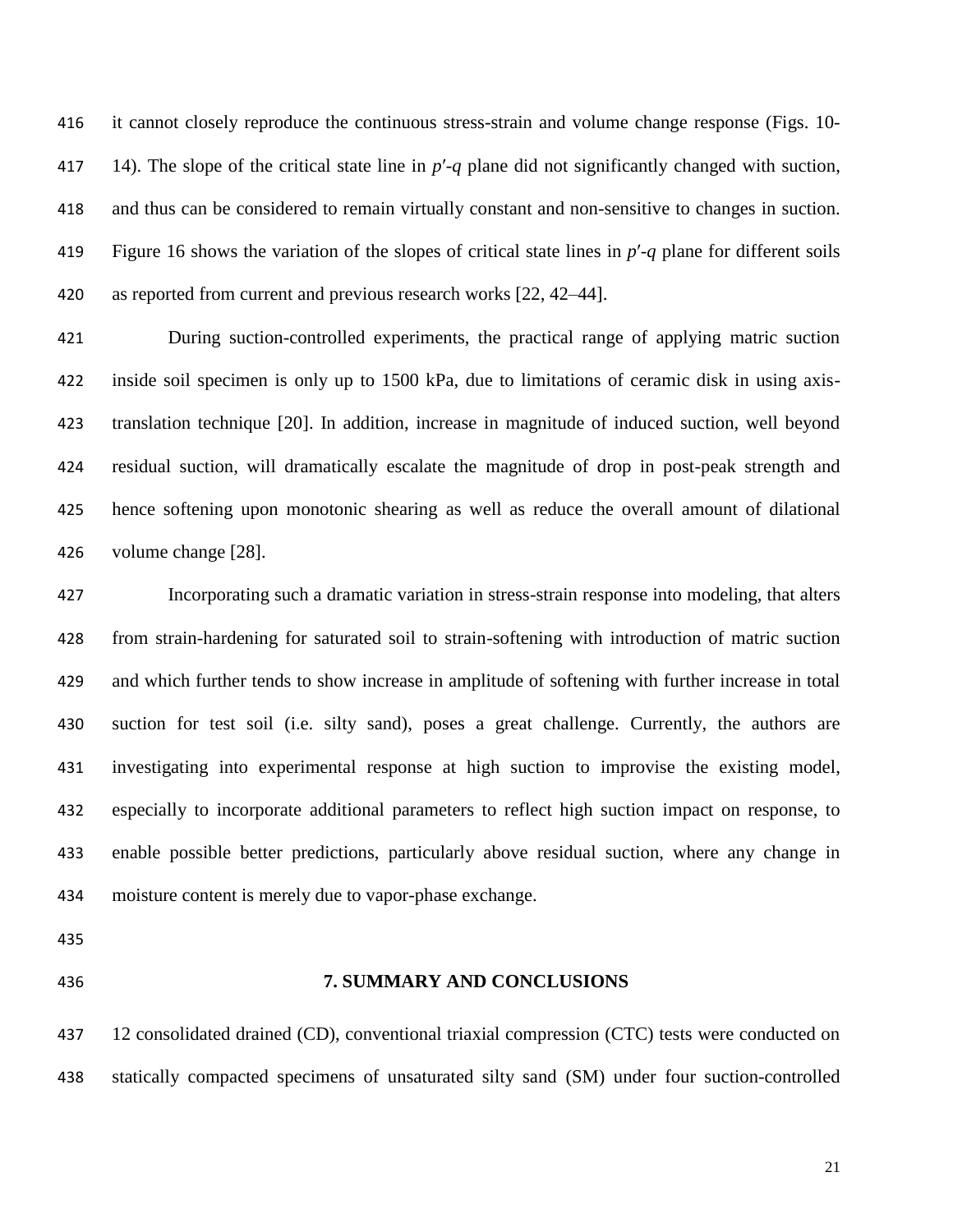it cannot closely reproduce the continuous stress-strain and volume change response (Figs. 10-14). The slope of the critical state line in $p'$-$q$ plane did not significantly changed with suction, and thus can be considered to remain virtually constant and non-sensitive to changes in suction. Figure 16 shows the variation of the slopes of critical state lines in $p'$-$q$ plane for different soils as reported from current and previous research works [22, 42–44].

During suction-controlled experiments, the practical range of applying matric suction inside soil specimen is only up to 1500 kPa, due to limitations of ceramic disk in using axis-translation technique [20]. In addition, increase in magnitude of induced suction, well beyond residual suction, will dramatically escalate the magnitude of drop in post-peak strength and hence softening upon monotonic shearing as well as reduce the overall amount of dilational volume change [28].

Incorporating such a dramatic variation in stress-strain response into modeling, that alters from strain-hardening for saturated soil to strain-softening with introduction of matric suction and which further tends to show increase in amplitude of softening with further increase in total suction for test soil (i.e. silty sand), poses a great challenge. Currently, the authors are investigating into experimental response at high suction to improvise the existing model, especially to incorporate additional parameters to reflect high suction impact on response, to enable possible better predictions, particularly above residual suction, where any change in moisture content is merely due to vapor-phase exchange.

## 7. SUMMARY AND CONCLUSIONS

12 consolidated drained (CD), conventional triaxial compression (CTC) tests were conducted on statically compacted specimens of unsaturated silty sand (SM) under four suction-controlled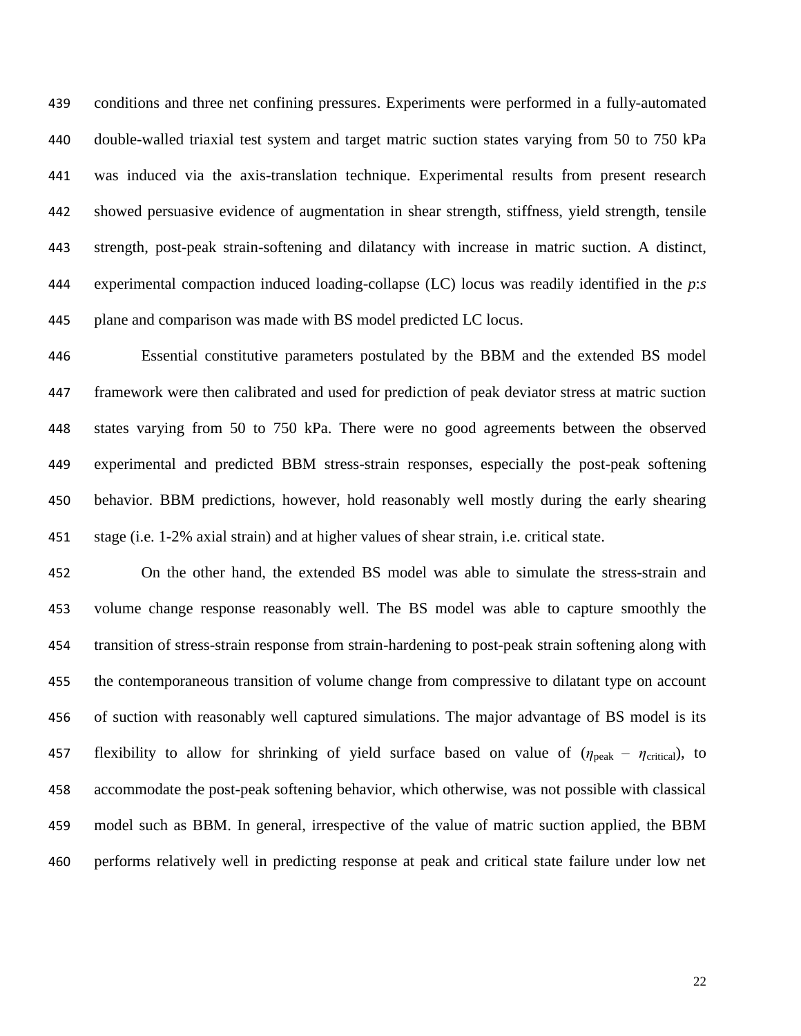conditions and three net confining pressures. Experiments were performed in a fully-automated double-walled triaxial test system and target matric suction states varying from 50 to 750 kPa was induced via the axis-translation technique. Experimental results from present research showed persuasive evidence of augmentation in shear strength, stiffness, yield strength, tensile strength, post-peak strain-softening and dilatancy with increase in matric suction. A distinct, experimental compaction induced loading-collapse (LC) locus was readily identified in the $p$:$s$ plane and comparison was made with BS model predicted LC locus.

Essential constitutive parameters postulated by the BBM and the extended BS model framework were then calibrated and used for prediction of peak deviator stress at matric suction states varying from 50 to 750 kPa. There were no good agreements between the observed experimental and predicted BBM stress-strain responses, especially the post-peak softening behavior. BBM predictions, however, hold reasonably well mostly during the early shearing stage (i.e. 1-2% axial strain) and at higher values of shear strain, i.e. critical state.

On the other hand, the extended BS model was able to simulate the stress-strain and volume change response reasonably well. The BS model was able to capture smoothly the transition of stress-strain response from strain-hardening to post-peak strain softening along with the contemporaneous transition of volume change from compressive to dilatant type on account of suction with reasonably well captured simulations. The major advantage of BS model is its flexibility to allow for shrinking of yield surface based on value of ($\eta_{\text{peak}}$ – $\eta_{\text{critical}}$), to accommodate the post-peak softening behavior, which otherwise, was not possible with classical model such as BBM. In general, irrespective of the value of matric suction applied, the BBM performs relatively well in predicting response at peak and critical state failure under low net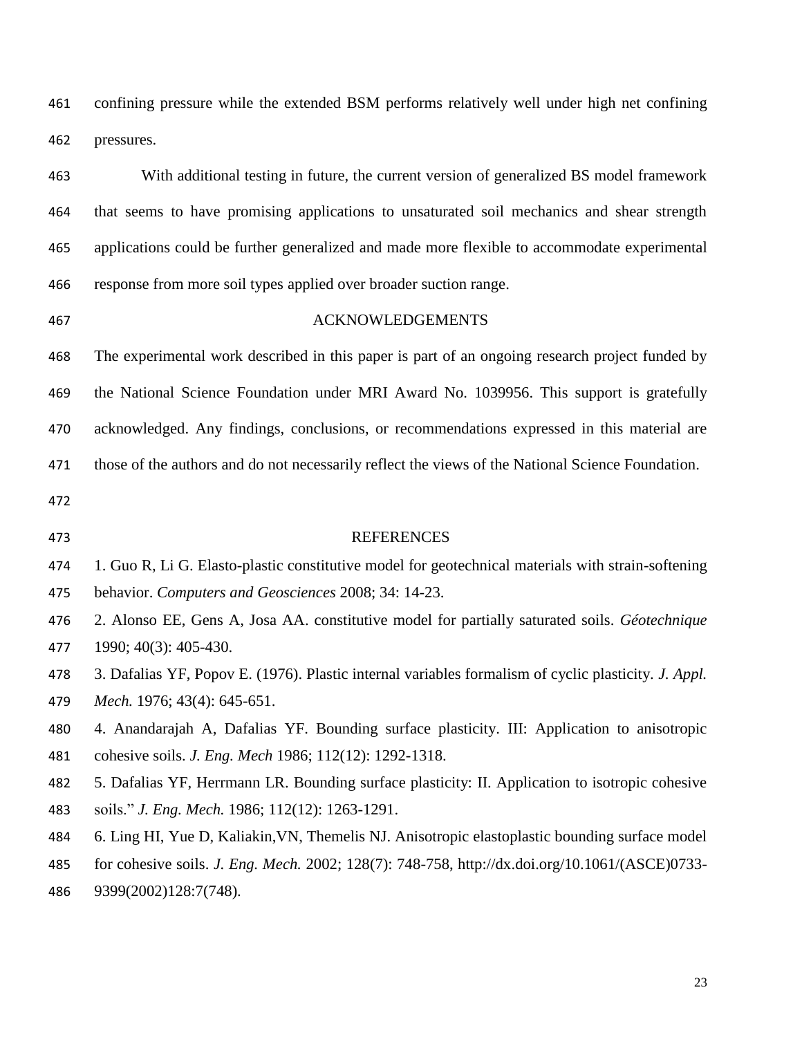confining pressure while the extended BSM performs relatively well under high net confining pressures.

With additional testing in future, the current version of generalized BS model framework that seems to have promising applications to unsaturated soil mechanics and shear strength applications could be further generalized and made more flexible to accommodate experimental response from more soil types applied over broader suction range.

## ACKNOWLEDGEMENTS

The experimental work described in this paper is part of an ongoing research project funded by the National Science Foundation under MRI Award No. 1039956. This support is gratefully acknowledged. Any findings, conclusions, or recommendations expressed in this material are those of the authors and do not necessarily reflect the views of the National Science Foundation.

## REFERENCES

1. Guo R, Li G. Elasto-plastic constitutive model for geotechnical materials with strain-softening behavior. *Computers and Geosciences* 2008; 34: 14-23.
2. Alonso EE, Gens A, Josa AA. constitutive model for partially saturated soils. *Géotechnique* 1990; 40(3): 405-430.
3. Dafalias YF, Popov E. (1976). Plastic internal variables formalism of cyclic plasticity. *J. Appl. Mech.* 1976; 43(4): 645-651.
4. Anandarajah A, Dafalias YF. Bounding surface plasticity. III: Application to anisotropic cohesive soils. *J. Eng. Mech* 1986; 112(12): 1292-1318.
5. Dafalias YF, Herrmann LR. Bounding surface plasticity: II. Application to isotropic cohesive soils." *J. Eng. Mech.* 1986; 112(12): 1263-1291.
6. Ling HI, Yue D, Kaliakin,VN, Themelis NJ. Anisotropic elastoplastic bounding surface model for cohesive soils. *J. Eng. Mech.* 2002; 128(7): 748-758, http://dx.doi.org/10.1061/(ASCE)0733-9399(2002)128:7(748).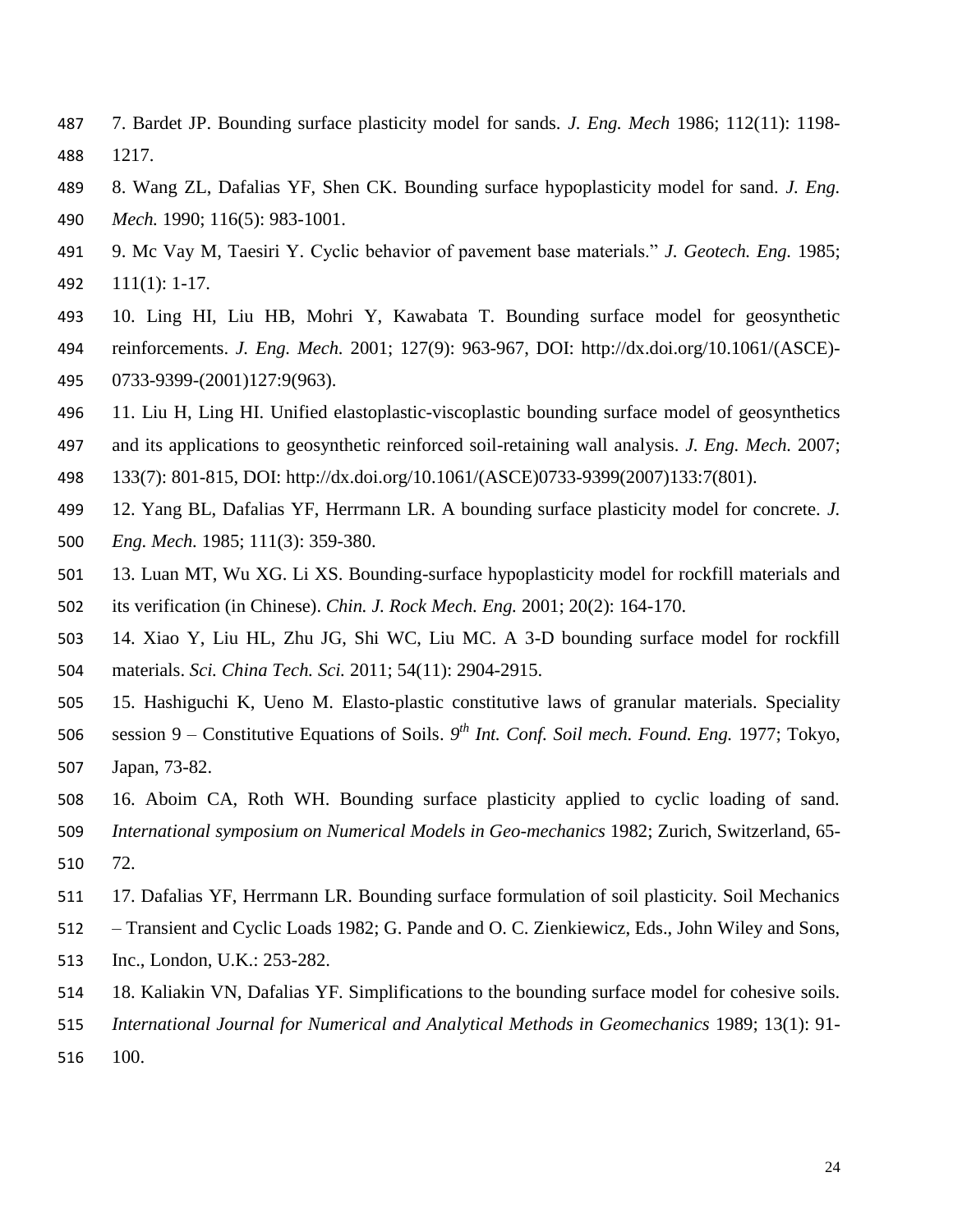7. Bardet JP. Bounding surface plasticity model for sands. *J. Eng. Mech* 1986; 112(11): 1198-1217.

8. Wang ZL, Dafalias YF, Shen CK. Bounding surface hypoplasticity model for sand. *J. Eng. Mech.* 1990; 116(5): 983-1001.

9. Mc Vay M, Taesiri Y. Cyclic behavior of pavement base materials." *J. Geotech. Eng.* 1985; 111(1): 1-17.

10. Ling HI, Liu HB, Mohri Y, Kawabata T. Bounding surface model for geosynthetic reinforcements. *J. Eng. Mech.* 2001; 127(9): 963-967, DOI: http://dx.doi.org/10.1061/(ASCE)-0733-9399-(2001)127:9(963).

11. Liu H, Ling HI. Unified elastoplastic-viscoplastic bounding surface model of geosynthetics and its applications to geosynthetic reinforced soil-retaining wall analysis. *J. Eng. Mech.* 2007; 133(7): 801-815, DOI: http://dx.doi.org/10.1061/(ASCE)0733-9399(2007)133:7(801).

12. Yang BL, Dafalias YF, Herrmann LR. A bounding surface plasticity model for concrete. *J. Eng. Mech.* 1985; 111(3): 359-380.

13. Luan MT, Wu XG. Li XS. Bounding-surface hypoplasticity model for rockfill materials and its verification (in Chinese). *Chin. J. Rock Mech. Eng.* 2001; 20(2): 164-170.

14. Xiao Y, Liu HL, Zhu JG, Shi WC, Liu MC. A 3-D bounding surface model for rockfill materials. *Sci. China Tech. Sci.* 2011; 54(11): 2904-2915.

15. Hashiguchi K, Ueno M. Elasto-plastic constitutive laws of granular materials. Speciality session 9 – Constitutive Equations of Soils. *9th Int. Conf. Soil mech. Found. Eng.* 1977; Tokyo, Japan, 73-82.

16. Aboim CA, Roth WH. Bounding surface plasticity applied to cyclic loading of sand. *International symposium on Numerical Models in Geo-mechanics* 1982; Zurich, Switzerland, 65-72.

17. Dafalias YF, Herrmann LR. Bounding surface formulation of soil plasticity. Soil Mechanics – Transient and Cyclic Loads 1982; G. Pande and O. C. Zienkiewicz, Eds., John Wiley and Sons, Inc., London, U.K.: 253-282.

18. Kaliakin VN, Dafalias YF. Simplifications to the bounding surface model for cohesive soils. *International Journal for Numerical and Analytical Methods in Geomechanics* 1989; 13(1): 91-100.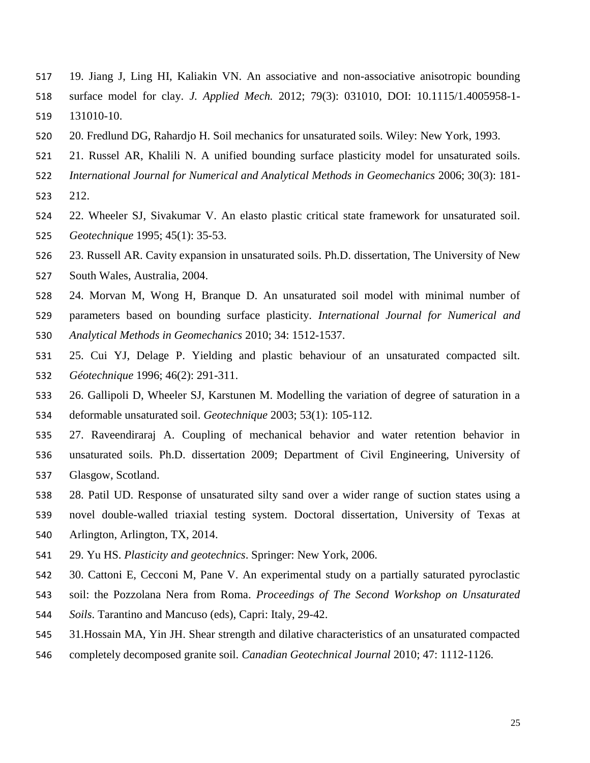19. Jiang J, Ling HI, Kaliakin VN. An associative and non-associative anisotropic bounding surface model for clay. *J. Applied Mech.* 2012; 79(3): 031010, DOI: 10.1115/1.4005958-1-131010-10.

20. Fredlund DG, Rahardjo H. Soil mechanics for unsaturated soils. Wiley: New York, 1993.

21. Russel AR, Khalili N. A unified bounding surface plasticity model for unsaturated soils. *International Journal for Numerical and Analytical Methods in Geomechanics* 2006; 30(3): 181-212.

22. Wheeler SJ, Sivakumar V. An elasto plastic critical state framework for unsaturated soil. *Geotechnique* 1995; 45(1): 35-53.

23. Russell AR. Cavity expansion in unsaturated soils. Ph.D. dissertation, The University of New South Wales, Australia, 2004.

24. Morvan M, Wong H, Branque D. An unsaturated soil model with minimal number of parameters based on bounding surface plasticity. *International Journal for Numerical and Analytical Methods in Geomechanics* 2010; 34: 1512-1537.

25. Cui YJ, Delage P. Yielding and plastic behaviour of an unsaturated compacted silt. *Géotechnique* 1996; 46(2): 291-311.

26. Gallipoli D, Wheeler SJ, Karstunen M. Modelling the variation of degree of saturation in a deformable unsaturated soil. *Geotechnique* 2003; 53(1): 105-112.

27. Raveendiraraj A. Coupling of mechanical behavior and water retention behavior in unsaturated soils. Ph.D. dissertation 2009; Department of Civil Engineering, University of Glasgow, Scotland.

28. Patil UD. Response of unsaturated silty sand over a wider range of suction states using a novel double-walled triaxial testing system. Doctoral dissertation, University of Texas at Arlington, Arlington, TX, 2014.

29. Yu HS. *Plasticity and geotechnics*. Springer: New York, 2006.

30. Cattoni E, Cecconi M, Pane V. An experimental study on a partially saturated pyroclastic soil: the Pozzolana Nera from Roma. *Proceedings of The Second Workshop on Unsaturated Soils*. Tarantino and Mancuso (eds), Capri: Italy, 29-42.

31.Hossain MA, Yin JH. Shear strength and dilative characteristics of an unsaturated compacted completely decomposed granite soil. *Canadian Geotechnical Journal* 2010; 47: 1112-1126.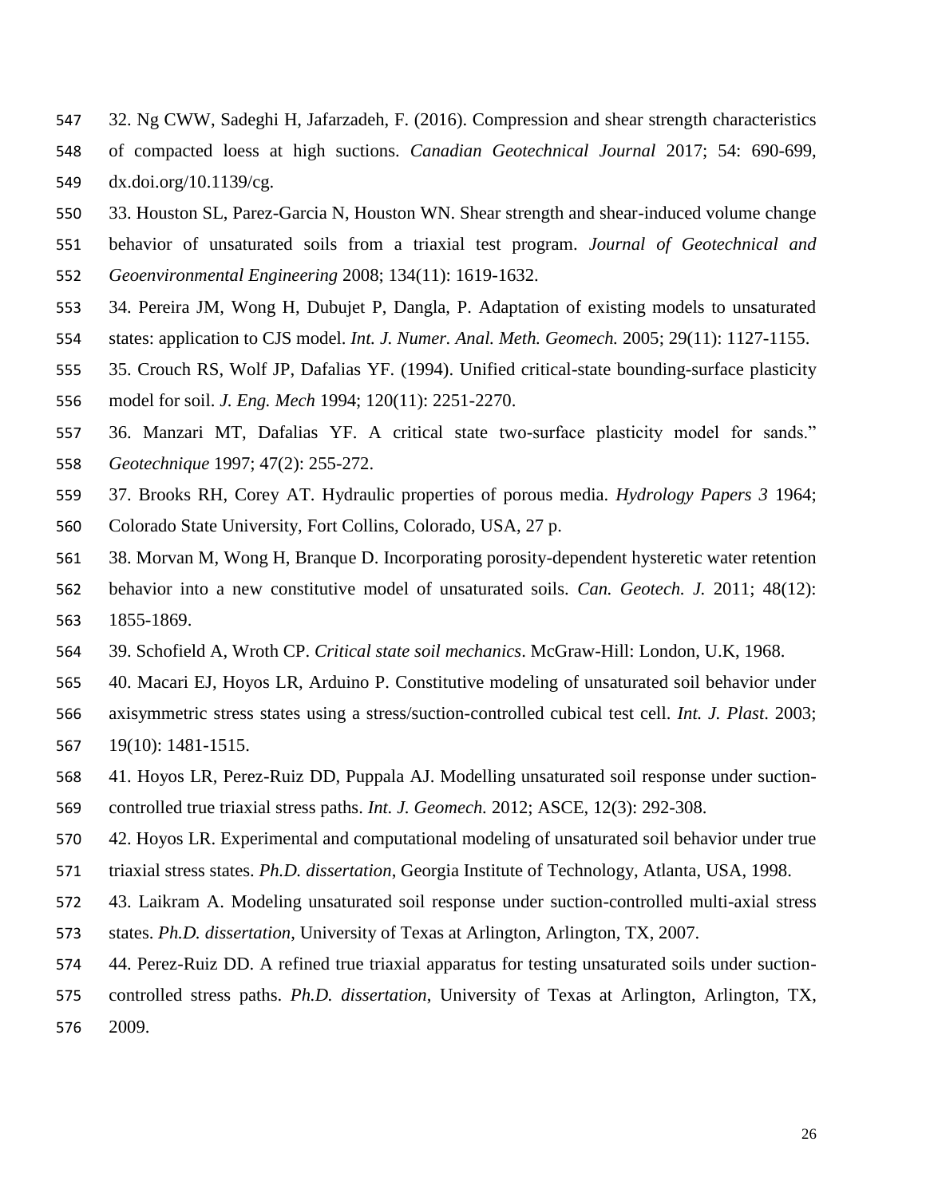32. Ng CWW, Sadeghi H, Jafarzadeh, F. (2016). Compression and shear strength characteristics of compacted loess at high suctions. *Canadian Geotechnical Journal* 2017; 54: 690-699, dx.doi.org/10.1139/cg.

33. Houston SL, Parez-Garcia N, Houston WN. Shear strength and shear-induced volume change behavior of unsaturated soils from a triaxial test program. *Journal of Geotechnical and Geoenvironmental Engineering* 2008; 134(11): 1619-1632.

34. Pereira JM, Wong H, Dubujet P, Dangla, P. Adaptation of existing models to unsaturated states: application to CJS model. *Int. J. Numer. Anal. Meth. Geomech.* 2005; 29(11): 1127-1155.

35. Crouch RS, Wolf JP, Dafalias YF. (1994). Unified critical-state bounding-surface plasticity model for soil. *J. Eng. Mech* 1994; 120(11): 2251-2270.

36. Manzari MT, Dafalias YF. A critical state two-surface plasticity model for sands." *Geotechnique* 1997; 47(2): 255-272.

37. Brooks RH, Corey AT. Hydraulic properties of porous media. *Hydrology Papers 3* 1964; Colorado State University, Fort Collins, Colorado, USA, 27 p.

38. Morvan M, Wong H, Branque D. Incorporating porosity-dependent hysteretic water retention behavior into a new constitutive model of unsaturated soils. *Can. Geotech. J.* 2011; 48(12): 1855-1869.

39. Schofield A, Wroth CP. *Critical state soil mechanics*. McGraw-Hill: London, U.K, 1968.

40. Macari EJ, Hoyos LR, Arduino P. Constitutive modeling of unsaturated soil behavior under axisymmetric stress states using a stress/suction-controlled cubical test cell. *Int. J. Plast.* 2003; 19(10): 1481-1515.

41. Hoyos LR, Perez-Ruiz DD, Puppala AJ. Modelling unsaturated soil response under suction-controlled true triaxial stress paths. *Int. J. Geomech.* 2012; ASCE, 12(3): 292-308.

42. Hoyos LR. Experimental and computational modeling of unsaturated soil behavior under true triaxial stress states. *Ph.D. dissertation*, Georgia Institute of Technology, Atlanta, USA, 1998.

43. Laikram A. Modeling unsaturated soil response under suction-controlled multi-axial stress states. *Ph.D. dissertation*, University of Texas at Arlington, Arlington, TX, 2007.

44. Perez-Ruiz DD. A refined true triaxial apparatus for testing unsaturated soils under suction-controlled stress paths. *Ph.D. dissertation*, University of Texas at Arlington, Arlington, TX, 2009.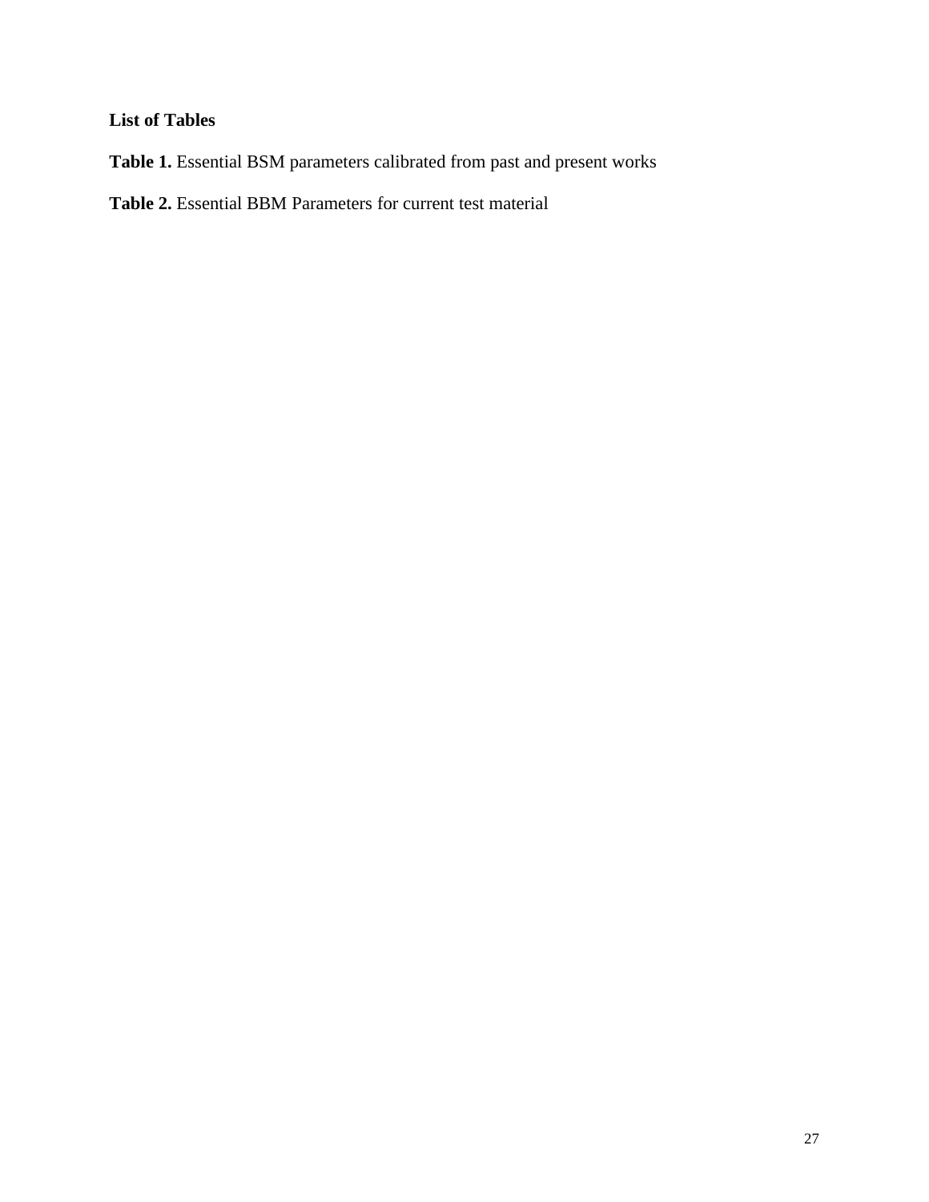**List of Tables**

**Table 1.** Essential BSM parameters calibrated from past and present works

**Table 2.** Essential BBM Parameters for current test material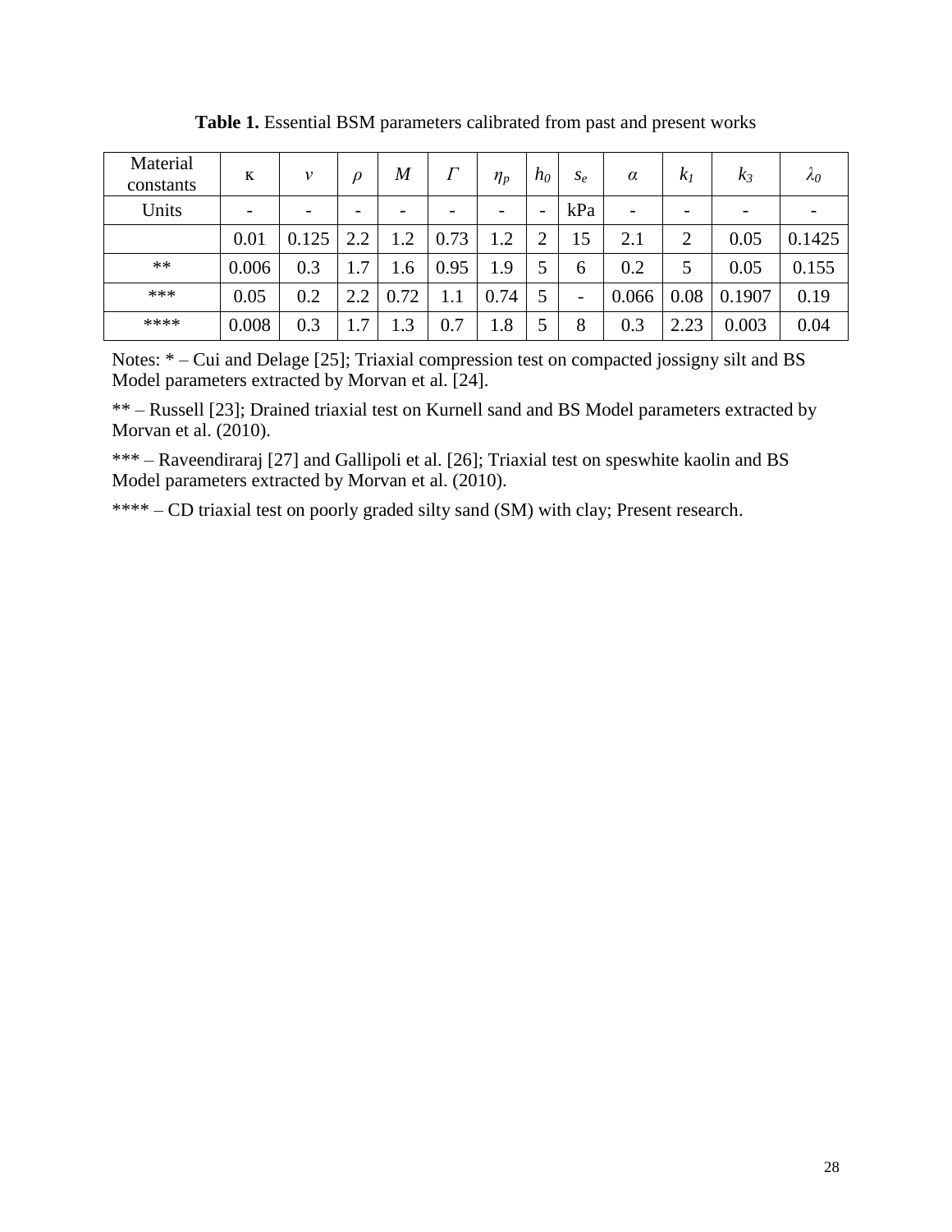**Table 1.** Essential BSM parameters calibrated from past and present works

| Material constants | κ | $\nu$ | $\rho$ | $M$ | $\Gamma$ | $\eta_p$ | $h_0$ | $s_e$ | $\alpha$ | $k_1$ | $k_3$ | $\lambda_0$ |
|---|---|---|---|---|---|---|---|---|---|---|---|---|
| Units | - | - | - | - | - | - | - | kPa | - | - | - | - |
|  | 0.01 | 0.125 | 2.2 | 1.2 | 0.73 | 1.2 | 2 | 15 | 2.1 | 2 | 0.05 | 0.1425 |
| ** | 0.006 | 0.3 | 1.7 | 1.6 | 0.95 | 1.9 | 5 | 6 | 0.2 | 5 | 0.05 | 0.155 |
| *** | 0.05 | 0.2 | 2.2 | 0.72 | 1.1 | 0.74 | 5 | - | 0.066 | 0.08 | 0.1907 | 0.19 |
| **** | 0.008 | 0.3 | 1.7 | 1.3 | 0.7 | 1.8 | 5 | 8 | 0.3 | 2.23 | 0.003 | 0.04 |

Notes: * – Cui and Delage [25]; Triaxial compression test on compacted jossigny silt and BS Model parameters extracted by Morvan et al. [24].

** – Russell [23]; Drained triaxial test on Kurnell sand and BS Model parameters extracted by Morvan et al. (2010).

*** – Raveendiraraj [27] and Gallipoli et al. [26]; Triaxial test on speswhite kaolin and BS Model parameters extracted by Morvan et al. (2010).

**** – CD triaxial test on poorly graded silty sand (SM) with clay; Present research.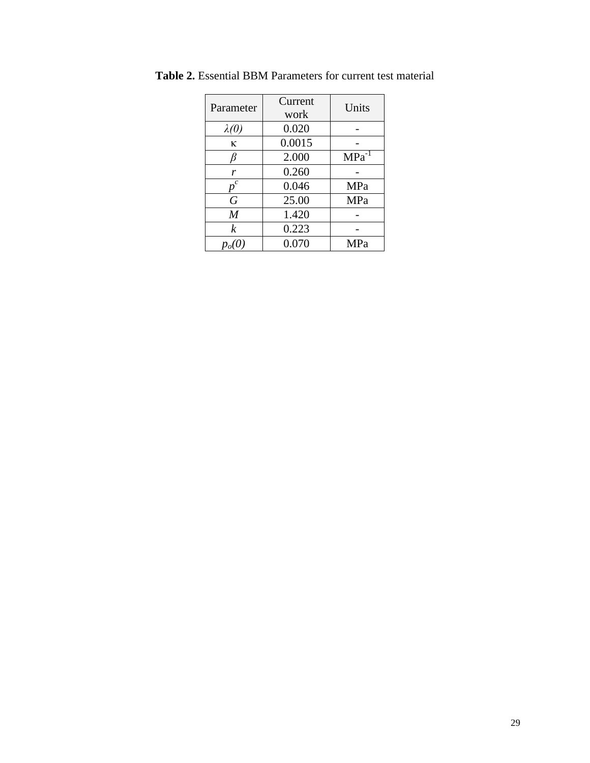**Table 2.** Essential BBM Parameters for current test material

| Parameter | Current work | Units |
|---|---|---|
| $\lambda(0)$ | 0.020 | - |
| $\kappa$ | 0.0015 | - |
| $\beta$ | 2.000 | $MPa^{-1}$ |
| $r$ | 0.260 | - |
| $p^c$ | 0.046 | MPa |
| $G$ | 25.00 | MPa |
| $M$ | 1.420 | - |
| $k$ | 0.223 | - |
| $p_o(0)$ | 0.070 | MPa |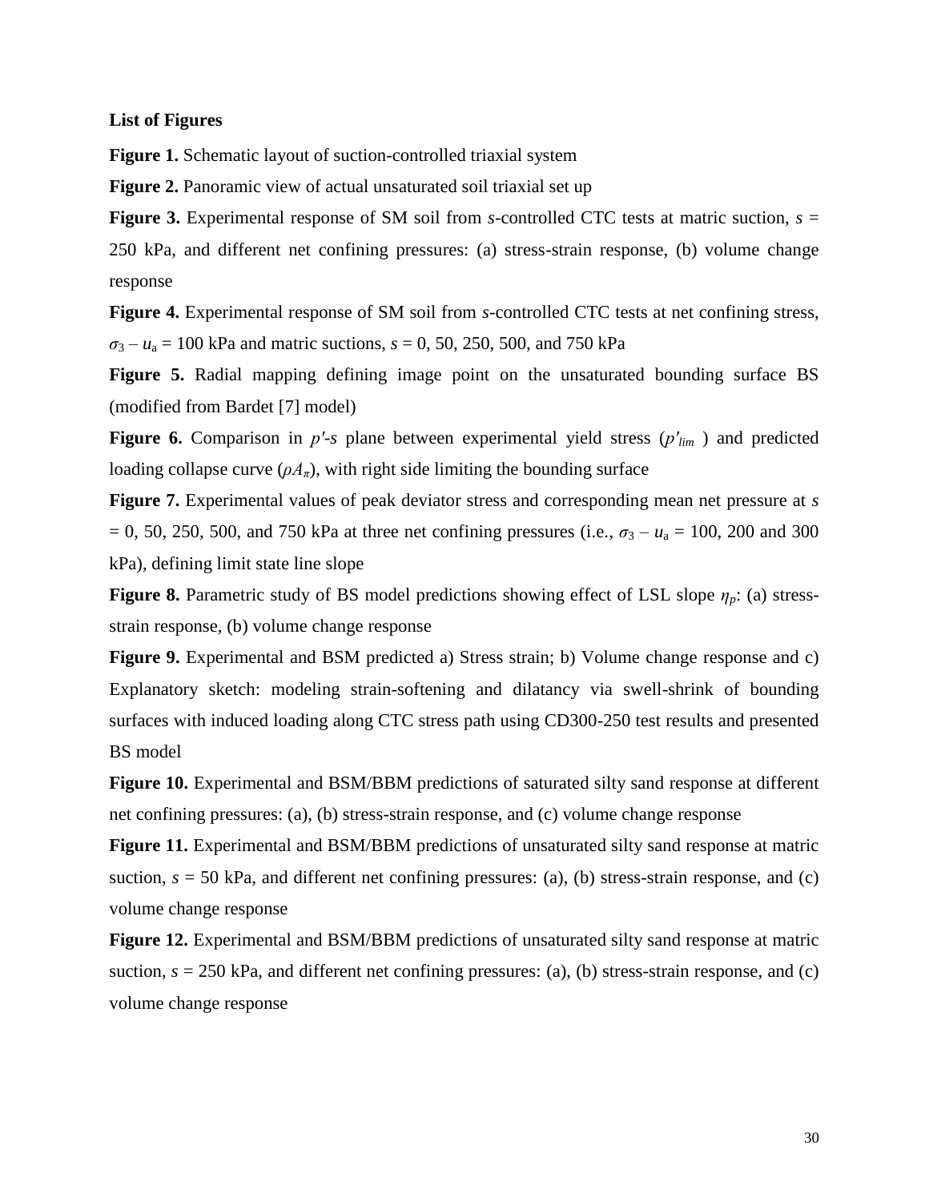**List of Figures**

**Figure 1.** Schematic layout of suction-controlled triaxial system

**Figure 2.** Panoramic view of actual unsaturated soil triaxial set up

**Figure 3.** Experimental response of SM soil from *s*-controlled CTC tests at matric suction, $s$ = 250 kPa, and different net confining pressures: (a) stress-strain response, (b) volume change response

**Figure 4.** Experimental response of SM soil from *s*-controlled CTC tests at net confining stress, $\sigma_3 - u_a$ = 100 kPa and matric suctions, $s$ = 0, 50, 250, 500, and 750 kPa

**Figure 5.** Radial mapping defining image point on the unsaturated bounding surface BS (modified from Bardet [7] model)

**Figure 6.** Comparison in $p'$-$s$ plane between experimental yield stress ($p'_{lim}$ ) and predicted loading collapse curve ($\rho A_{\pi}$), with right side limiting the bounding surface

**Figure 7.** Experimental values of peak deviator stress and corresponding mean net pressure at $s$ = 0, 50, 250, 500, and 750 kPa at three net confining pressures (i.e., $\sigma_3 - u_a$ = 100, 200 and 300 kPa), defining limit state line slope

**Figure 8.** Parametric study of BS model predictions showing effect of LSL slope $\eta_p$: (a) stress-strain response, (b) volume change response

**Figure 9.** Experimental and BSM predicted a) Stress strain; b) Volume change response and c) Explanatory sketch: modeling strain-softening and dilatancy via swell-shrink of bounding surfaces with induced loading along CTC stress path using CD300-250 test results and presented BS model

**Figure 10.** Experimental and BSM/BBM predictions of saturated silty sand response at different net confining pressures: (a), (b) stress-strain response, and (c) volume change response

**Figure 11.** Experimental and BSM/BBM predictions of unsaturated silty sand response at matric suction, $s$ = 50 kPa, and different net confining pressures: (a), (b) stress-strain response, and (c) volume change response

**Figure 12.** Experimental and BSM/BBM predictions of unsaturated silty sand response at matric suction, $s$ = 250 kPa, and different net confining pressures: (a), (b) stress-strain response, and (c) volume change response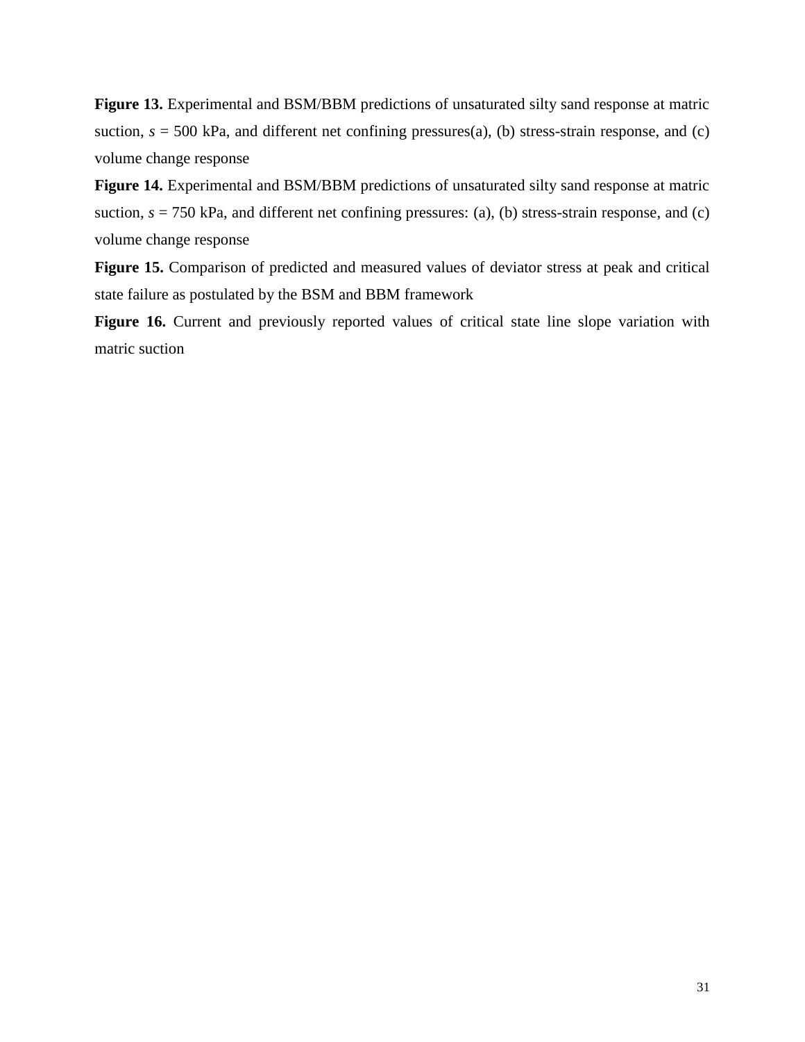**Figure 13.** Experimental and BSM/BBM predictions of unsaturated silty sand response at matric suction, $s$ = 500 kPa, and different net confining pressures(a), (b) stress-strain response, and (c) volume change response

**Figure 14.** Experimental and BSM/BBM predictions of unsaturated silty sand response at matric suction, $s$ = 750 kPa, and different net confining pressures: (a), (b) stress-strain response, and (c) volume change response

**Figure 15.** Comparison of predicted and measured values of deviator stress at peak and critical state failure as postulated by the BSM and BBM framework

**Figure 16.** Current and previously reported values of critical state line slope variation with matric suction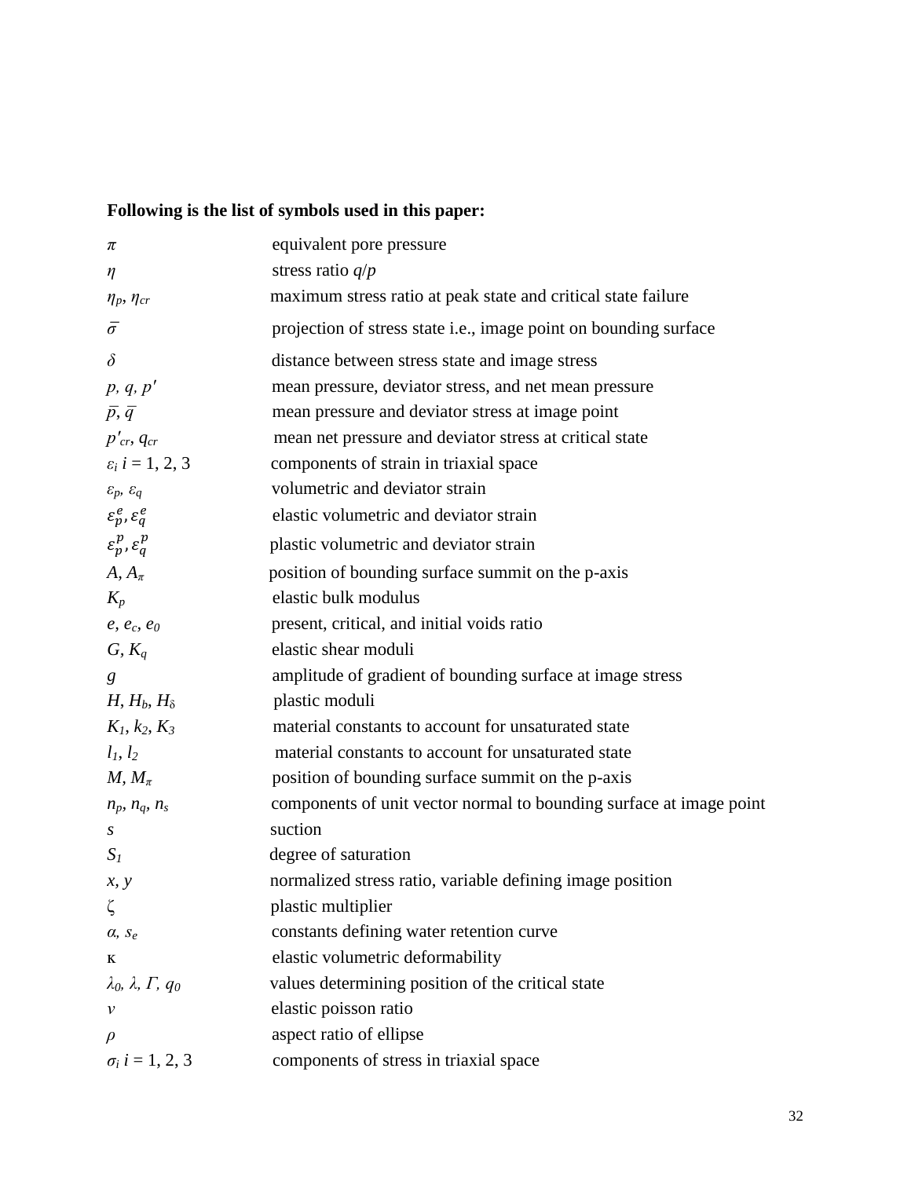**Following is the list of symbols used in this paper:**

| | |
|---|---|
| $\pi$ | equivalent pore pressure |
| $\eta$ | stress ratio $q/p$ |
| $\eta_p$, $\eta_{cr}$ | maximum stress ratio at peak state and critical state failure |
| $\bar{\sigma}$ | projection of stress state i.e., image point on bounding surface |
| $\delta$ | distance between stress state and image stress |
| $p$, $q$, $p'$ | mean pressure, deviator stress, and net mean pressure |
| $\bar{p}$, $\bar{q}$ | mean pressure and deviator stress at image point |
| $p'_{cr}$, $q_{cr}$ | mean net pressure and deviator stress at critical state |
| $\varepsilon_i$ $i$ = 1, 2, 3 | components of strain in triaxial space |
| $\varepsilon_p$, $\varepsilon_q$ | volumetric and deviator strain |
| $\varepsilon_p^e, \varepsilon_q^e$ | elastic volumetric and deviator strain |
| $\varepsilon_p^p, \varepsilon_q^p$ | plastic volumetric and deviator strain |
| $A$, $A_\pi$ | position of bounding surface summit on the p-axis |
| $K_p$ | elastic bulk modulus |
| $e$, $e_c$, $e_0$ | present, critical, and initial voids ratio |
| $G$, $K_q$ | elastic shear moduli |
| $g$ | amplitude of gradient of bounding surface at image stress |
| $H$, $H_b$, $H_\delta$ | plastic moduli |
| $K_1$, $k_2$, $K_3$ | material constants to account for unsaturated state |
| $l_1$, $l_2$ | material constants to account for unsaturated state |
| $M$, $M_\pi$ | position of bounding surface summit on the p-axis |
| $n_p$, $n_q$, $n_s$ | components of unit vector normal to bounding surface at image point |
| $s$ | suction |
| $S_1$ | degree of saturation |
| $x$, $y$ | normalized stress ratio, variable defining image position |
| $\zeta$ | plastic multiplier |
| $\alpha$, $s_e$ | constants defining water retention curve |
| $\kappa$ | elastic volumetric deformability |
| $\lambda_0$, $\lambda$, $\Gamma$, $q_0$ | values determining position of the critical state |
| $\nu$ | elastic poisson ratio |
| $\rho$ | aspect ratio of ellipse |
| $\sigma_i$ $i$ = 1, 2, 3 | components of stress in triaxial space |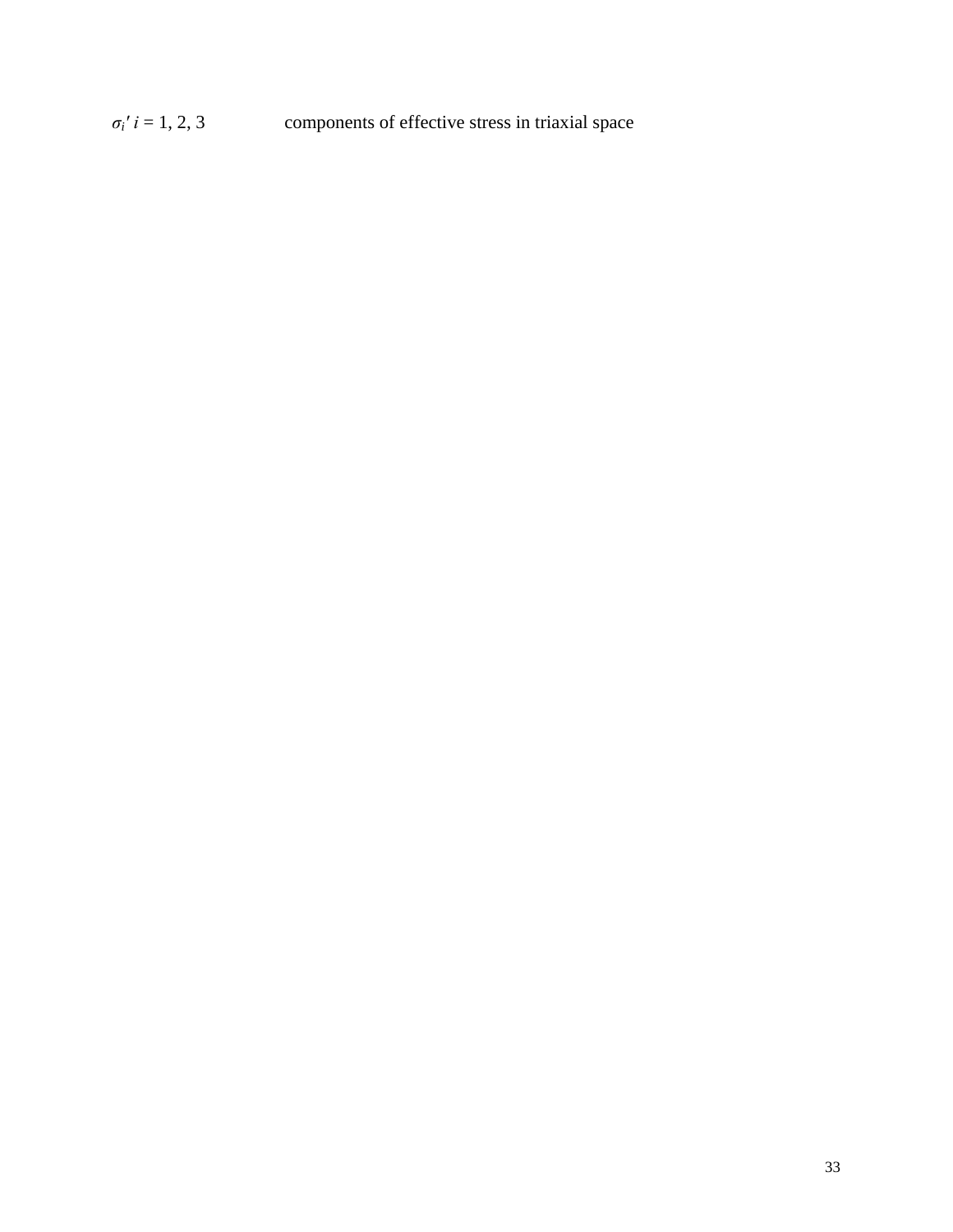$\sigma_i'$ $i = 1, 2, 3$ components of effective stress in triaxial space